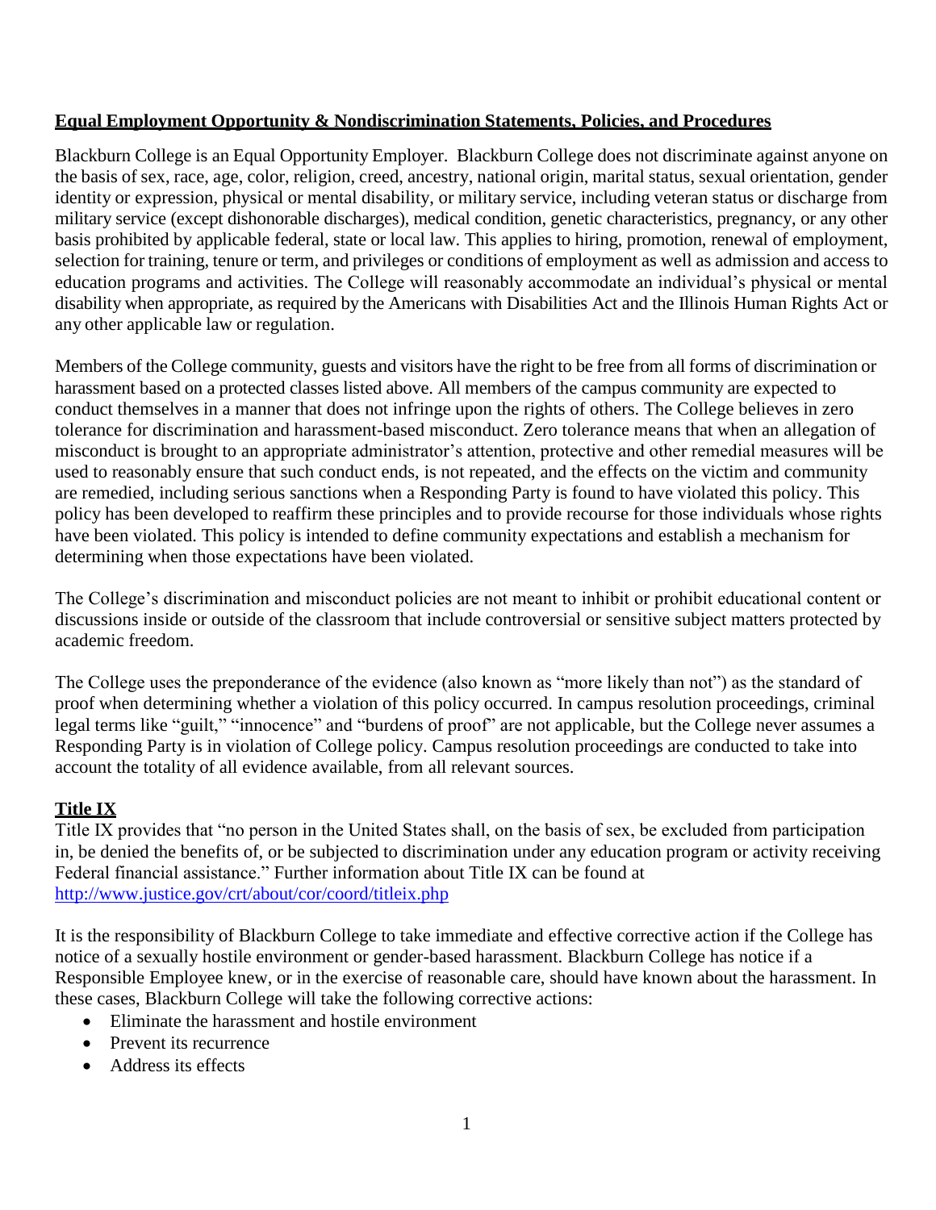## **Equal Employment Opportunity & Nondiscrimination Statements, Policies, and Procedures**

Blackburn College is an Equal Opportunity Employer. Blackburn College does not discriminate against anyone on the basis of sex, race, age, color, religion, creed, ancestry, national origin, marital status, sexual orientation, gender identity or expression, physical or mental disability, or military service, including veteran status or discharge from military service (except dishonorable discharges), medical condition, genetic characteristics, pregnancy, or any other basis prohibited by applicable federal, state or local law. This applies to hiring, promotion, renewal of employment, selection for training, tenure or term, and privileges or conditions of employment as well as admission and access to education programs and activities. The College will reasonably accommodate an individual's physical or mental disability when appropriate, as required by the Americans with Disabilities Act and the Illinois Human Rights Act or any other applicable law or regulation.

Members of the College community, guests and visitors have the right to be free from all forms of discrimination or harassment based on a protected classes listed above. All members of the campus community are expected to conduct themselves in a manner that does not infringe upon the rights of others. The College believes in zero tolerance for discrimination and harassment-based misconduct. Zero tolerance means that when an allegation of misconduct is brought to an appropriate administrator's attention, protective and other remedial measures will be used to reasonably ensure that such conduct ends, is not repeated, and the effects on the victim and community are remedied, including serious sanctions when a Responding Party is found to have violated this policy. This policy has been developed to reaffirm these principles and to provide recourse for those individuals whose rights have been violated. This policy is intended to define community expectations and establish a mechanism for determining when those expectations have been violated.

The College's discrimination and misconduct policies are not meant to inhibit or prohibit educational content or discussions inside or outside of the classroom that include controversial or sensitive subject matters protected by academic freedom.

The College uses the preponderance of the evidence (also known as "more likely than not") as the standard of proof when determining whether a violation of this policy occurred. In campus resolution proceedings, criminal legal terms like "guilt," "innocence" and "burdens of proof" are not applicable, but the College never assumes a Responding Party is in violation of College policy. Campus resolution proceedings are conducted to take into account the totality of all evidence available, from all relevant sources.

## **Title IX**

Title IX provides that "no person in the United States shall, on the basis of sex, be excluded from participation in, be denied the benefits of, or be subjected to discrimination under any education program or activity receiving Federal financial assistance." Further information about Title IX can be found at [http://www.justice.gov/crt/about/cor/coord/titleix.php](http://www.justice.gov/crt/about/cor/coord/titleix.php)

It is the responsibility of Blackburn College to take immediate and effective corrective action if the College has notice of a sexually hostile environment or gender-based harassment. Blackburn College has notice if a Responsible Employee knew, or in the exercise of reasonable care, should have known about the harassment. In these cases, Blackburn College will take the following corrective actions:

- Eliminate the harassment and hostile environment
- Prevent its recurrence
- Address its effects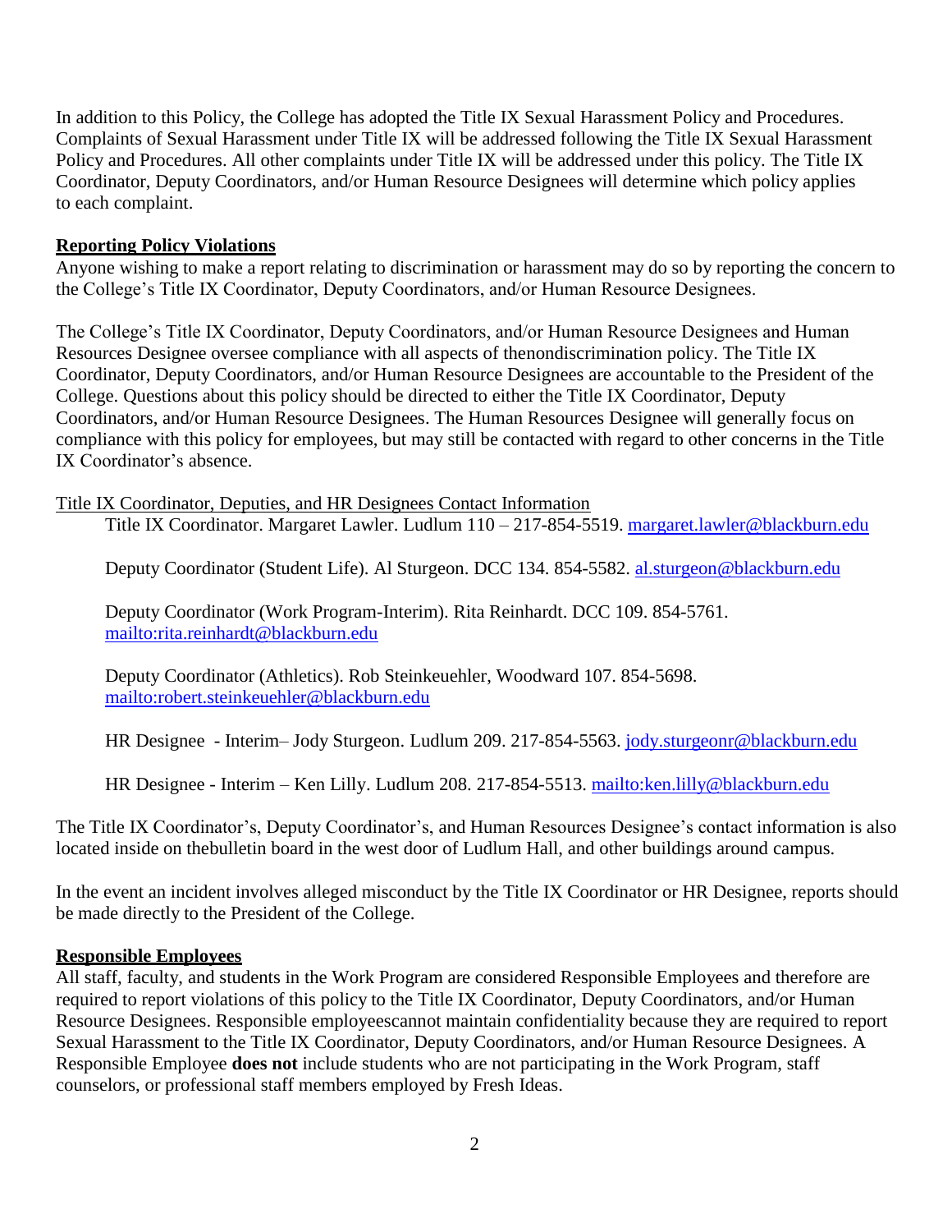In addition to this Policy, the College has adopted the Title IX Sexual Harassment Policy and Procedures. Complaints of Sexual Harassment under Title IX will be addressed following the Title IX Sexual Harassment Policy and Procedures. All other complaints under Title IX will be addressed under this policy. The Title IX Coordinator, Deputy Coordinators, and/or Human Resource Designees will determine which policy applies to each complaint.

**Reporting Policy Violations**

Anyone wishing to make a report relating to discrimination or harassment may do so by reporting the concern to the College's Title IX Coordinator, Deputy Coordinators, and/or Human Resource Designees.

The College's Title IX Coordinator, Deputy Coordinators, and/or Human Resource Designees and Human Resources Designee oversee compliance with all aspects of thenondiscrimination policy. The Title IX Coordinator, Deputy Coordinators, and/or Human Resource Designees are accountable to the President of the College. Questions about this policy should be directed to either the Title IX Coordinator, Deputy Coordinators, and/or Human Resource Designees. The Human Resources Designee will generally focus on compliance with this policy for employees, but may still be contacted with regard to other concerns in the Title IX Coordinator's absence.

Title IX Coordinator, Deputies, and HR Designees Contact Information

Title IX Coordinator. Margaret Lawler. Ludlum 110 – 217-854-5519. margaret.lawler@blackburn.edu

Deputy Coordinator (Student Life). Al Sturgeon. DCC 134. 854-5582. al.sturgeon@blackburn.edu

Deputy Coordinator (Work Program-Interim). Rita Reinhardt. DCC 109. 854-5761. mailto:rita.reinhardt@blackburn.edu

Deputy Coordinator (Athletics). Rob Steinkeuehler, Woodward 107. 854-5698. mailto:robert.steinkeuehler@blackburn.edu

HR Designee - Interim– Jody Sturgeon. Ludlum 209. 217-854-5563. jody.sturgeonr@blackburn.edu

HR Designee - Interim – Ken Lilly. Ludlum 208. 217-854-5513. mailto:ken.lilly@blackburn.edu

The Title IX Coordinator's, Deputy Coordinator's, and Human Resources Designee's contact information is also located inside on thebulletin board in the west door of Ludlum Hall, and other buildings around campus.

In the event an incident involves alleged misconduct by the Title IX Coordinator or HR Designee, reports should be made directly to the President of the College.

**Responsible Employees**

All staff, faculty, and students in the Work Program are considered Responsible Employees and therefore are required to report violations of this policy to the Title IX Coordinator, Deputy Coordinators, and/or Human Resource Designees. Responsible employeescannot maintain confidentiality because they are required to report Sexual Harassment to the Title IX Coordinator, Deputy Coordinators, and/or Human Resource Designees. A Responsible Employee **does not** include students who are not participating in the Work Program, staff counselors, or professional staff members employed by Fresh Ideas.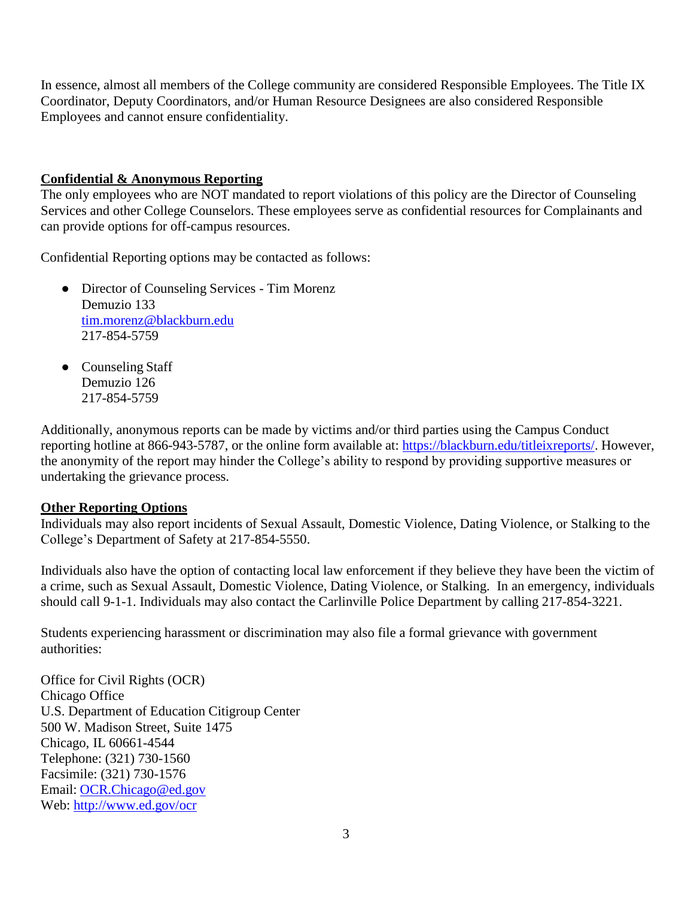In essence, almost all members of the College community are considered Responsible Employees. The Title IX Coordinator, Deputy Coordinators, and/or Human Resource Designees are also considered Responsible Employees and cannot ensure confidentiality.

## Confidential & Anonymous Reporting

The only employees who are NOT mandated to report violations of this policy are the Director of Counseling Services and other College Counselors. These employees serve as confidential resources for Complainants and can provide options for off-campus resources.

Confidential Reporting options may be contacted as follows:

- Director of Counseling Services - Tim Morenz
  Demuzio 133
  tim.morenz@blackburn.edu
  217-854-5759

- Counseling Staff
  Demuzio 126
  217-854-5759

Additionally, anonymous reports can be made by victims and/or third parties using the Campus Conduct reporting hotline at 866-943-5787, or the online form available at: https://blackburn.edu/titleixreports/. However, the anonymity of the report may hinder the College's ability to respond by providing supportive measures or undertaking the grievance process.

## Other Reporting Options

Individuals may also report incidents of Sexual Assault, Domestic Violence, Dating Violence, or Stalking to the College's Department of Safety at 217-854-5550.

Individuals also have the option of contacting local law enforcement if they believe they have been the victim of a crime, such as Sexual Assault, Domestic Violence, Dating Violence, or Stalking. In an emergency, individuals should call 9-1-1. Individuals may also contact the Carlinville Police Department by calling 217-854-3221.

Students experiencing harassment or discrimination may also file a formal grievance with government authorities:

Office for Civil Rights (OCR)
Chicago Office
U.S. Department of Education Citigroup Center
500 W. Madison Street, Suite 1475
Chicago, IL 60661-4544
Telephone: (321) 730-1560
Facsimile: (321) 730-1576
Email: OCR.Chicago@ed.gov
Web: http://www.ed.gov/ocr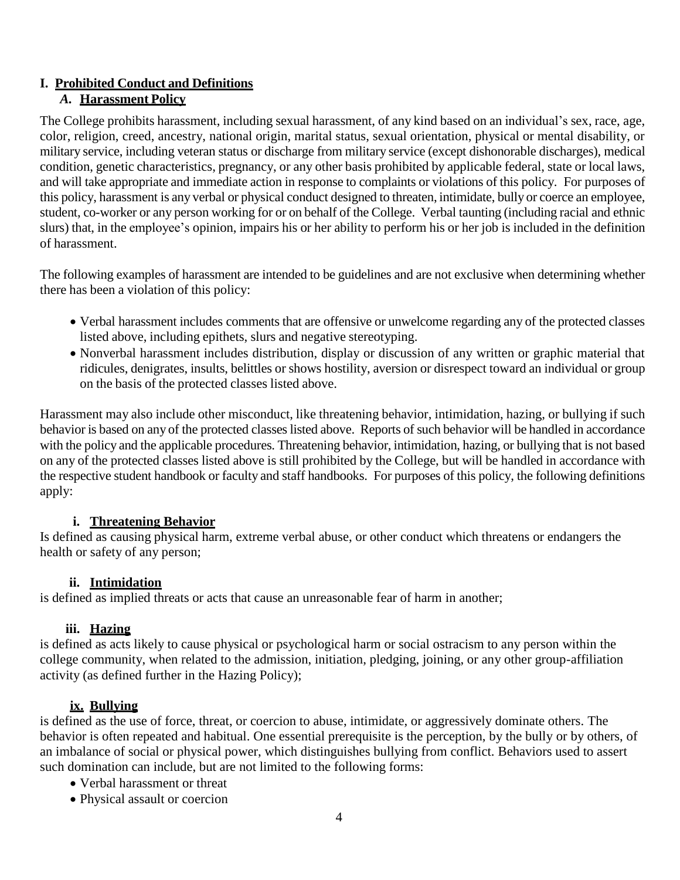# I. Prohibited Conduct and Definitions

## *A.* Harassment Policy

The College prohibits harassment, including sexual harassment, of any kind based on an individual's sex, race, age, color, religion, creed, ancestry, national origin, marital status, sexual orientation, physical or mental disability, or military service, including veteran status or discharge from military service (except dishonorable discharges), medical condition, genetic characteristics, pregnancy, or any other basis prohibited by applicable federal, state or local laws, and will take appropriate and immediate action in response to complaints or violations of this policy. For purposes of this policy, harassment is any verbal or physical conduct designed to threaten, intimidate, bully or coerce an employee, student, co-worker or any person working for or on behalf of the College. Verbal taunting (including racial and ethnic slurs) that, in the employee's opinion, impairs his or her ability to perform his or her job is included in the definition of harassment.

The following examples of harassment are intended to be guidelines and are not exclusive when determining whether there has been a violation of this policy:

- Verbal harassment includes comments that are offensive or unwelcome regarding any of the protected classes listed above, including epithets, slurs and negative stereotyping.
- Nonverbal harassment includes distribution, display or discussion of any written or graphic material that ridicules, denigrates, insults, belittles or shows hostility, aversion or disrespect toward an individual or group on the basis of the protected classes listed above.

Harassment may also include other misconduct, like threatening behavior, intimidation, hazing, or bullying if such behavior is based on any of the protected classes listed above. Reports of such behavior will be handled in accordance with the policy and the applicable procedures. Threatening behavior, intimidation, hazing, or bullying that is not based on any of the protected classes listed above is still prohibited by the College, but will be handled in accordance with the respective student handbook or faculty and staff handbooks. For purposes of this policy, the following definitions apply:

### i. Threatening Behavior

Is defined as causing physical harm, extreme verbal abuse, or other conduct which threatens or endangers the health or safety of any person;

### ii. Intimidation

is defined as implied threats or acts that cause an unreasonable fear of harm in another;

### iii. Hazing

is defined as acts likely to cause physical or psychological harm or social ostracism to any person within the college community, when related to the admission, initiation, pledging, joining, or any other group-affiliation activity (as defined further in the Hazing Policy);

### ix. Bullying

is defined as the use of force, threat, or coercion to abuse, intimidate, or aggressively dominate others. The behavior is often repeated and habitual. One essential prerequisite is the perception, by the bully or by others, of an imbalance of social or physical power, which distinguishes bullying from conflict. Behaviors used to assert such domination can include, but are not limited to the following forms:

- Verbal harassment or threat
- Physical assault or coercion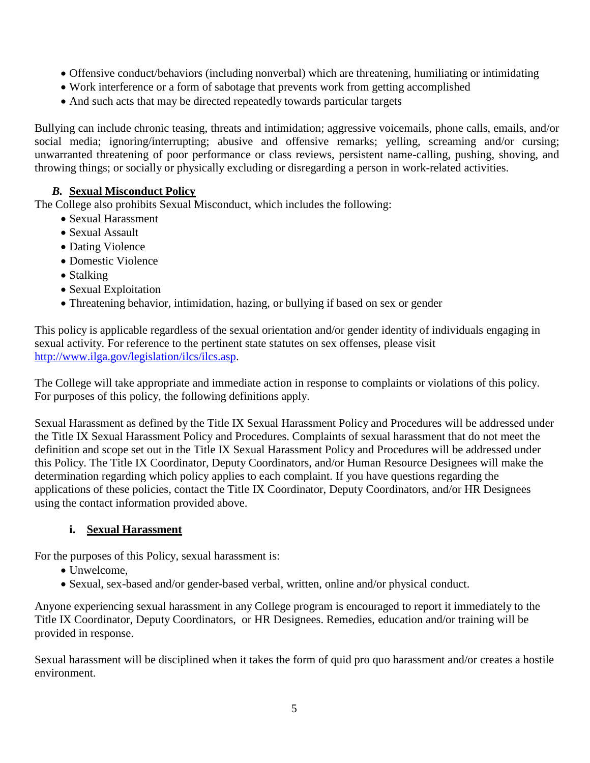- Offensive conduct/behaviors (including nonverbal) which are threatening, humiliating or intimidating
- Work interference or a form of sabotage that prevents work from getting accomplished
- And such acts that may be directed repeatedly towards particular targets

Bullying can include chronic teasing, threats and intimidation; aggressive voicemails, phone calls, emails, and/or social media; ignoring/interrupting; abusive and offensive remarks; yelling, screaming and/or cursing; unwarranted threatening of poor performance or class reviews, persistent name-calling, pushing, shoving, and throwing things; or socially or physically excluding or disregarding a person in work-related activities.

### *B.* Sexual Misconduct Policy

The College also prohibits Sexual Misconduct, which includes the following:

- Sexual Harassment
- Sexual Assault
- Dating Violence
- Domestic Violence
- Stalking
- Sexual Exploitation
- Threatening behavior, intimidation, hazing, or bullying if based on sex or gender

This policy is applicable regardless of the sexual orientation and/or gender identity of individuals engaging in sexual activity. For reference to the pertinent state statutes on sex offenses, please visit [http://www.ilga.gov/legislation/ilcs/ilcs.asp](http://www.ilga.gov/legislation/ilcs/ilcs.asp).

The College will take appropriate and immediate action in response to complaints or violations of this policy. For purposes of this policy, the following definitions apply.

Sexual Harassment as defined by the Title IX Sexual Harassment Policy and Procedures will be addressed under the Title IX Sexual Harassment Policy and Procedures. Complaints of sexual harassment that do not meet the definition and scope set out in the Title IX Sexual Harassment Policy and Procedures will be addressed under this Policy. The Title IX Coordinator, Deputy Coordinators, and/or Human Resource Designees will make the determination regarding which policy applies to each complaint. If you have questions regarding the applications of these policies, contact the Title IX Coordinator, Deputy Coordinators, and/or HR Designees using the contact information provided above.

#### i. Sexual Harassment

For the purposes of this Policy, sexual harassment is:

- Unwelcome,
- Sexual, sex-based and/or gender-based verbal, written, online and/or physical conduct.

Anyone experiencing sexual harassment in any College program is encouraged to report it immediately to the Title IX Coordinator, Deputy Coordinators, or HR Designees. Remedies, education and/or training will be provided in response.

Sexual harassment will be disciplined when it takes the form of quid pro quo harassment and/or creates a hostile environment.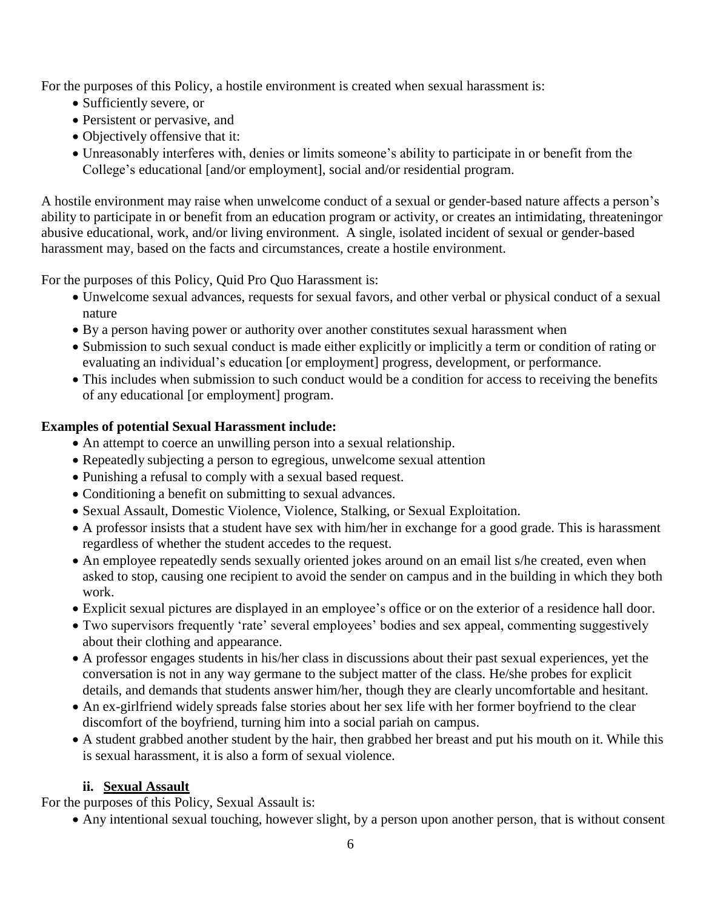For the purposes of this Policy, a hostile environment is created when sexual harassment is:

- Sufficiently severe, or
- Persistent or pervasive, and
- Objectively offensive that it:
- Unreasonably interferes with, denies or limits someone's ability to participate in or benefit from the College's educational [and/or employment], social and/or residential program.

A hostile environment may raise when unwelcome conduct of a sexual or gender-based nature affects a person's ability to participate in or benefit from an education program or activity, or creates an intimidating, threateningor abusive educational, work, and/or living environment. A single, isolated incident of sexual or gender-based harassment may, based on the facts and circumstances, create a hostile environment.

For the purposes of this Policy, Quid Pro Quo Harassment is:

- Unwelcome sexual advances, requests for sexual favors, and other verbal or physical conduct of a sexual nature
- By a person having power or authority over another constitutes sexual harassment when
- Submission to such sexual conduct is made either explicitly or implicitly a term or condition of rating or evaluating an individual's education [or employment] progress, development, or performance.
- This includes when submission to such conduct would be a condition for access to receiving the benefits of any educational [or employment] program.

**Examples of potential Sexual Harassment include:**

- An attempt to coerce an unwilling person into a sexual relationship.
- Repeatedly subjecting a person to egregious, unwelcome sexual attention
- Punishing a refusal to comply with a sexual based request.
- Conditioning a benefit on submitting to sexual advances.
- Sexual Assault, Domestic Violence, Violence, Stalking, or Sexual Exploitation.
- A professor insists that a student have sex with him/her in exchange for a good grade. This is harassment regardless of whether the student accedes to the request.
- An employee repeatedly sends sexually oriented jokes around on an email list s/he created, even when asked to stop, causing one recipient to avoid the sender on campus and in the building in which they both work.
- Explicit sexual pictures are displayed in an employee's office or on the exterior of a residence hall door.
- Two supervisors frequently 'rate' several employees' bodies and sex appeal, commenting suggestively about their clothing and appearance.
- A professor engages students in his/her class in discussions about their past sexual experiences, yet the conversation is not in any way germane to the subject matter of the class. He/she probes for explicit details, and demands that students answer him/her, though they are clearly uncomfortable and hesitant.
- An ex-girlfriend widely spreads false stories about her sex life with her former boyfriend to the clear discomfort of the boyfriend, turning him into a social pariah on campus.
- A student grabbed another student by the hair, then grabbed her breast and put his mouth on it. While this is sexual harassment, it is also a form of sexual violence.

### ii. Sexual Assault

For the purposes of this Policy, Sexual Assault is:

- Any intentional sexual touching, however slight, by a person upon another person, that is without consent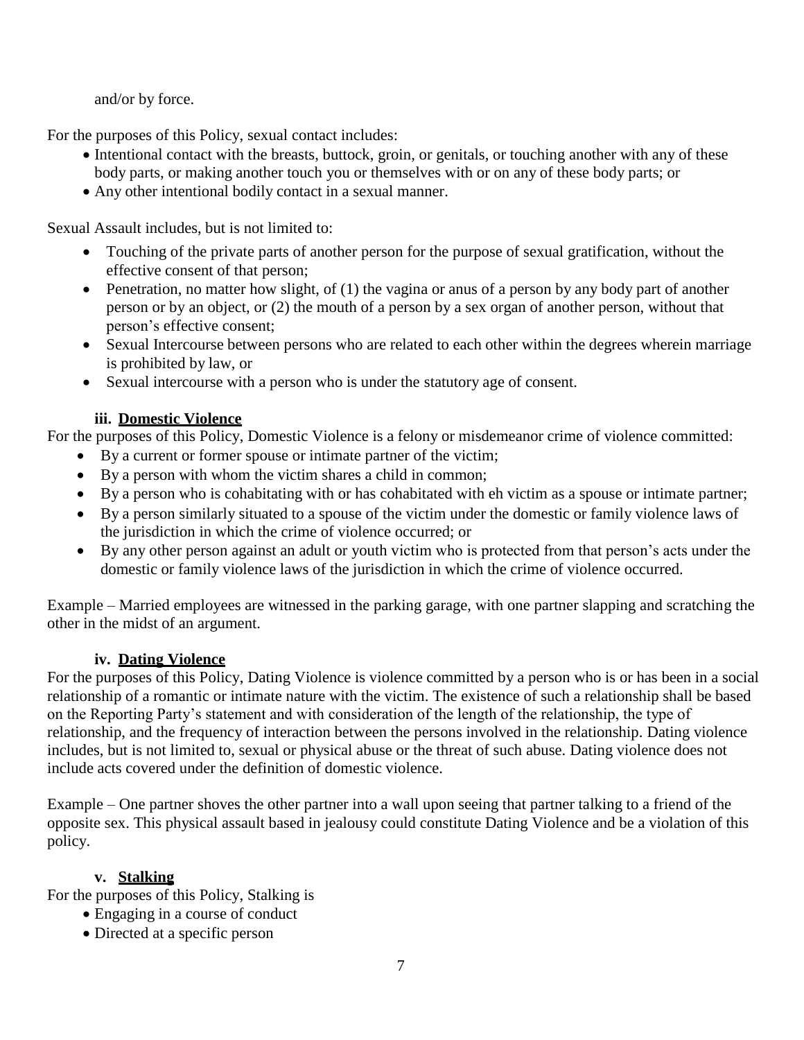and/or by force.

For the purposes of this Policy, sexual contact includes:

- Intentional contact with the breasts, buttock, groin, or genitals, or touching another with any of these body parts, or making another touch you or themselves with or on any of these body parts; or
- Any other intentional bodily contact in a sexual manner.

Sexual Assault includes, but is not limited to:

- Touching of the private parts of another person for the purpose of sexual gratification, without the effective consent of that person;
- Penetration, no matter how slight, of (1) the vagina or anus of a person by any body part of another person or by an object, or (2) the mouth of a person by a sex organ of another person, without that person's effective consent;
- Sexual Intercourse between persons who are related to each other within the degrees wherein marriage is prohibited by law, or
- Sexual intercourse with a person who is under the statutory age of consent.

#### iii. Domestic Violence

For the purposes of this Policy, Domestic Violence is a felony or misdemeanor crime of violence committed:

- By a current or former spouse or intimate partner of the victim;
- By a person with whom the victim shares a child in common;
- By a person who is cohabitating with or has cohabitated with eh victim as a spouse or intimate partner;
- By a person similarly situated to a spouse of the victim under the domestic or family violence laws of the jurisdiction in which the crime of violence occurred; or
- By any other person against an adult or youth victim who is protected from that person's acts under the domestic or family violence laws of the jurisdiction in which the crime of violence occurred.

Example – Married employees are witnessed in the parking garage, with one partner slapping and scratching the other in the midst of an argument.

#### iv. Dating Violence

For the purposes of this Policy, Dating Violence is violence committed by a person who is or has been in a social relationship of a romantic or intimate nature with the victim. The existence of such a relationship shall be based on the Reporting Party's statement and with consideration of the length of the relationship, the type of relationship, and the frequency of interaction between the persons involved in the relationship. Dating violence includes, but is not limited to, sexual or physical abuse or the threat of such abuse. Dating violence does not include acts covered under the definition of domestic violence.

Example – One partner shoves the other partner into a wall upon seeing that partner talking to a friend of the opposite sex. This physical assault based in jealousy could constitute Dating Violence and be a violation of this policy.

#### v. Stalking

For the purposes of this Policy, Stalking is

- Engaging in a course of conduct
- Directed at a specific person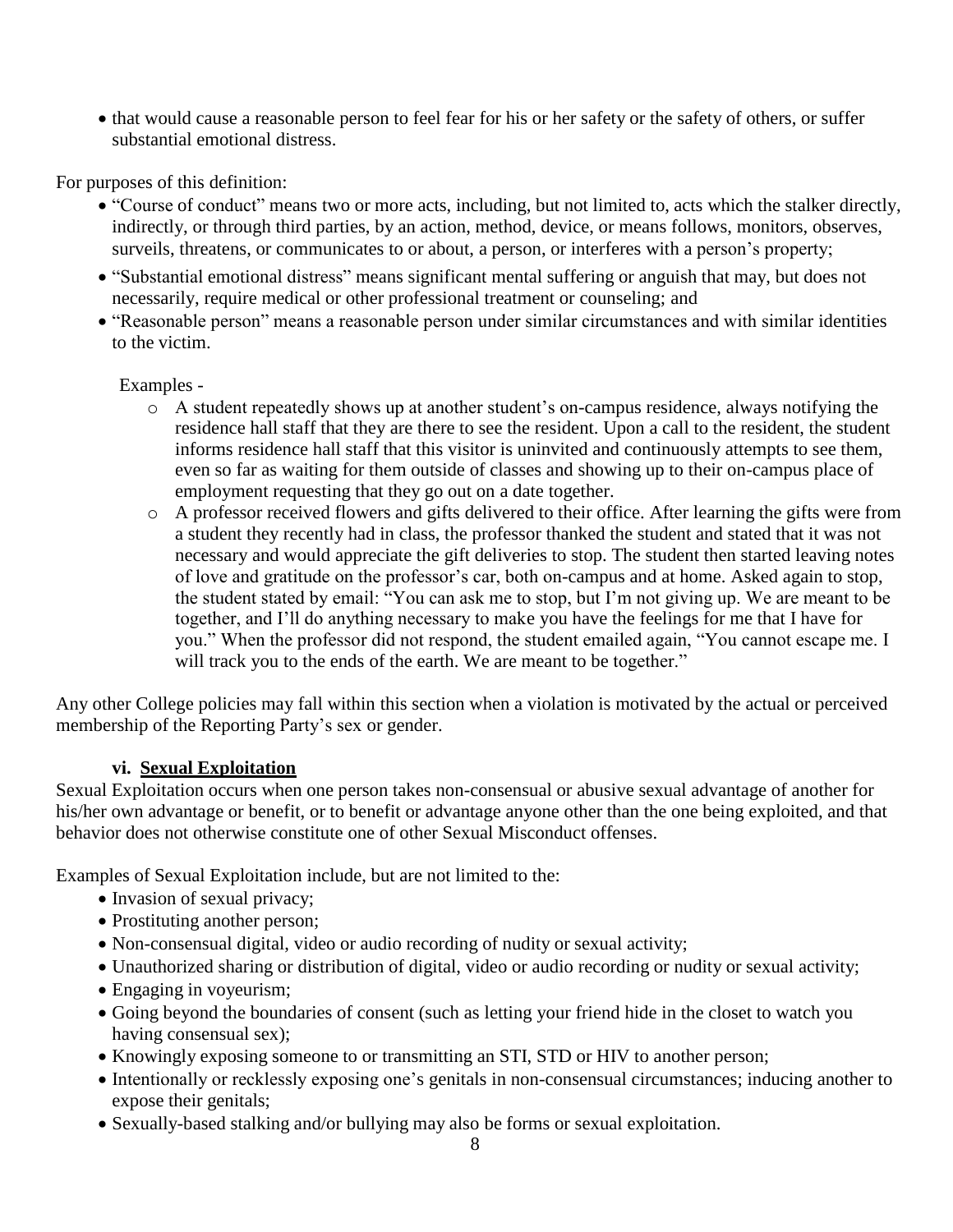- that would cause a reasonable person to feel fear for his or her safety or the safety of others, or suffer substantial emotional distress.

For purposes of this definition:

- "Course of conduct" means two or more acts, including, but not limited to, acts which the stalker directly, indirectly, or through third parties, by an action, method, device, or means follows, monitors, observes, surveils, threatens, or communicates to or about, a person, or interferes with a person's property;
- "Substantial emotional distress" means significant mental suffering or anguish that may, but does not necessarily, require medical or other professional treatment or counseling; and
- "Reasonable person" means a reasonable person under similar circumstances and with similar identities to the victim.

Examples -

- A student repeatedly shows up at another student's on-campus residence, always notifying the residence hall staff that they are there to see the resident. Upon a call to the resident, the student informs residence hall staff that this visitor is uninvited and continuously attempts to see them, even so far as waiting for them outside of classes and showing up to their on-campus place of employment requesting that they go out on a date together.
- A professor received flowers and gifts delivered to their office. After learning the gifts were from a student they recently had in class, the professor thanked the student and stated that it was not necessary and would appreciate the gift deliveries to stop. The student then started leaving notes of love and gratitude on the professor's car, both on-campus and at home. Asked again to stop, the student stated by email: "You can ask me to stop, but I'm not giving up. We are meant to be together, and I'll do anything necessary to make you have the feelings for me that I have for you." When the professor did not respond, the student emailed again, "You cannot escape me. I will track you to the ends of the earth. We are meant to be together."

Any other College policies may fall within this section when a violation is motivated by the actual or perceived membership of the Reporting Party's sex or gender.

#### vi. Sexual Exploitation

Sexual Exploitation occurs when one person takes non-consensual or abusive sexual advantage of another for his/her own advantage or benefit, or to benefit or advantage anyone other than the one being exploited, and that behavior does not otherwise constitute one of other Sexual Misconduct offenses.

Examples of Sexual Exploitation include, but are not limited to the:

- Invasion of sexual privacy;
- Prostituting another person;
- Non-consensual digital, video or audio recording of nudity or sexual activity;
- Unauthorized sharing or distribution of digital, video or audio recording or nudity or sexual activity;
- Engaging in voyeurism;
- Going beyond the boundaries of consent (such as letting your friend hide in the closet to watch you having consensual sex);
- Knowingly exposing someone to or transmitting an STI, STD or HIV to another person;
- Intentionally or recklessly exposing one's genitals in non-consensual circumstances; inducing another to expose their genitals;
- Sexually-based stalking and/or bullying may also be forms or sexual exploitation.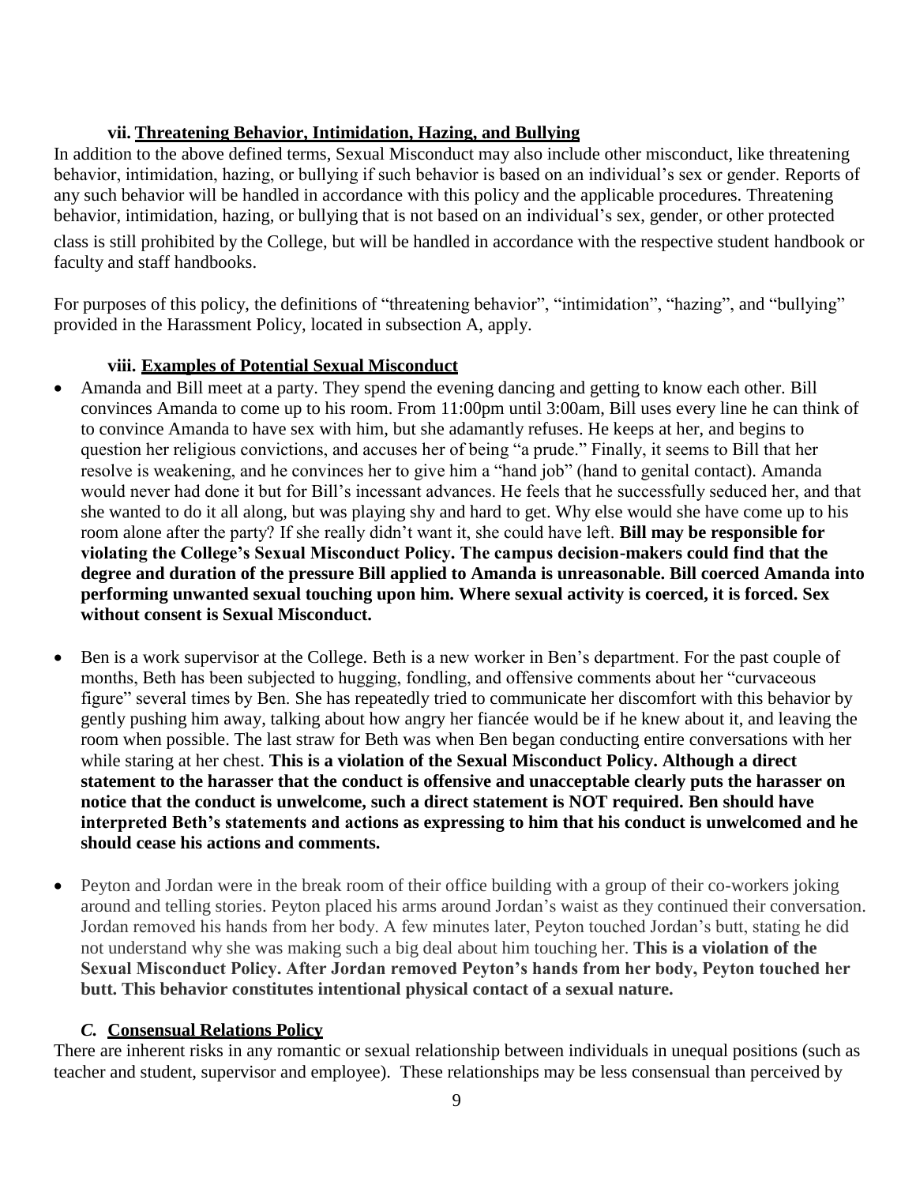#### vii. Threatening Behavior, Intimidation, Hazing, and Bullying

In addition to the above defined terms, Sexual Misconduct may also include other misconduct, like threatening behavior, intimidation, hazing, or bullying if such behavior is based on an individual's sex or gender. Reports of any such behavior will be handled in accordance with this policy and the applicable procedures. Threatening behavior, intimidation, hazing, or bullying that is not based on an individual's sex, gender, or other protected class is still prohibited by the College, but will be handled in accordance with the respective student handbook or faculty and staff handbooks.

For purposes of this policy, the definitions of "threatening behavior", "intimidation", "hazing", and "bullying" provided in the Harassment Policy, located in subsection A, apply.

#### viii. Examples of Potential Sexual Misconduct

- Amanda and Bill meet at a party. They spend the evening dancing and getting to know each other. Bill convinces Amanda to come up to his room. From 11:00pm until 3:00am, Bill uses every line he can think of to convince Amanda to have sex with him, but she adamantly refuses. He keeps at her, and begins to question her religious convictions, and accuses her of being "a prude." Finally, it seems to Bill that her resolve is weakening, and he convinces her to give him a "hand job" (hand to genital contact). Amanda would never had done it but for Bill's incessant advances. He feels that he successfully seduced her, and that she wanted to do it all along, but was playing shy and hard to get. Why else would she have come up to his room alone after the party? If she really didn't want it, she could have left. **Bill may be responsible for violating the College's Sexual Misconduct Policy. The campus decision-makers could find that the degree and duration of the pressure Bill applied to Amanda is unreasonable. Bill coerced Amanda into performing unwanted sexual touching upon him. Where sexual activity is coerced, it is forced. Sex without consent is Sexual Misconduct.**

- Ben is a work supervisor at the College. Beth is a new worker in Ben's department. For the past couple of months, Beth has been subjected to hugging, fondling, and offensive comments about her "curvaceous figure" several times by Ben. She has repeatedly tried to communicate her discomfort with this behavior by gently pushing him away, talking about how angry her fiancée would be if he knew about it, and leaving the room when possible. The last straw for Beth was when Ben began conducting entire conversations with her while staring at her chest. **This is a violation of the Sexual Misconduct Policy. Although a direct statement to the harasser that the conduct is offensive and unacceptable clearly puts the harasser on notice that the conduct is unwelcome, such a direct statement is NOT required. Ben should have interpreted Beth's statements and actions as expressing to him that his conduct is unwelcomed and he should cease his actions and comments.**

- Peyton and Jordan were in the break room of their office building with a group of their co-workers joking around and telling stories. Peyton placed his arms around Jordan's waist as they continued their conversation. Jordan removed his hands from her body. A few minutes later, Peyton touched Jordan's butt, stating he did not understand why she was making such a big deal about him touching her. **This is a violation of the Sexual Misconduct Policy. After Jordan removed Peyton's hands from her body, Peyton touched her butt. This behavior constitutes intentional physical contact of a sexual nature.**

### *C.* Consensual Relations Policy

There are inherent risks in any romantic or sexual relationship between individuals in unequal positions (such as teacher and student, supervisor and employee). These relationships may be less consensual than perceived by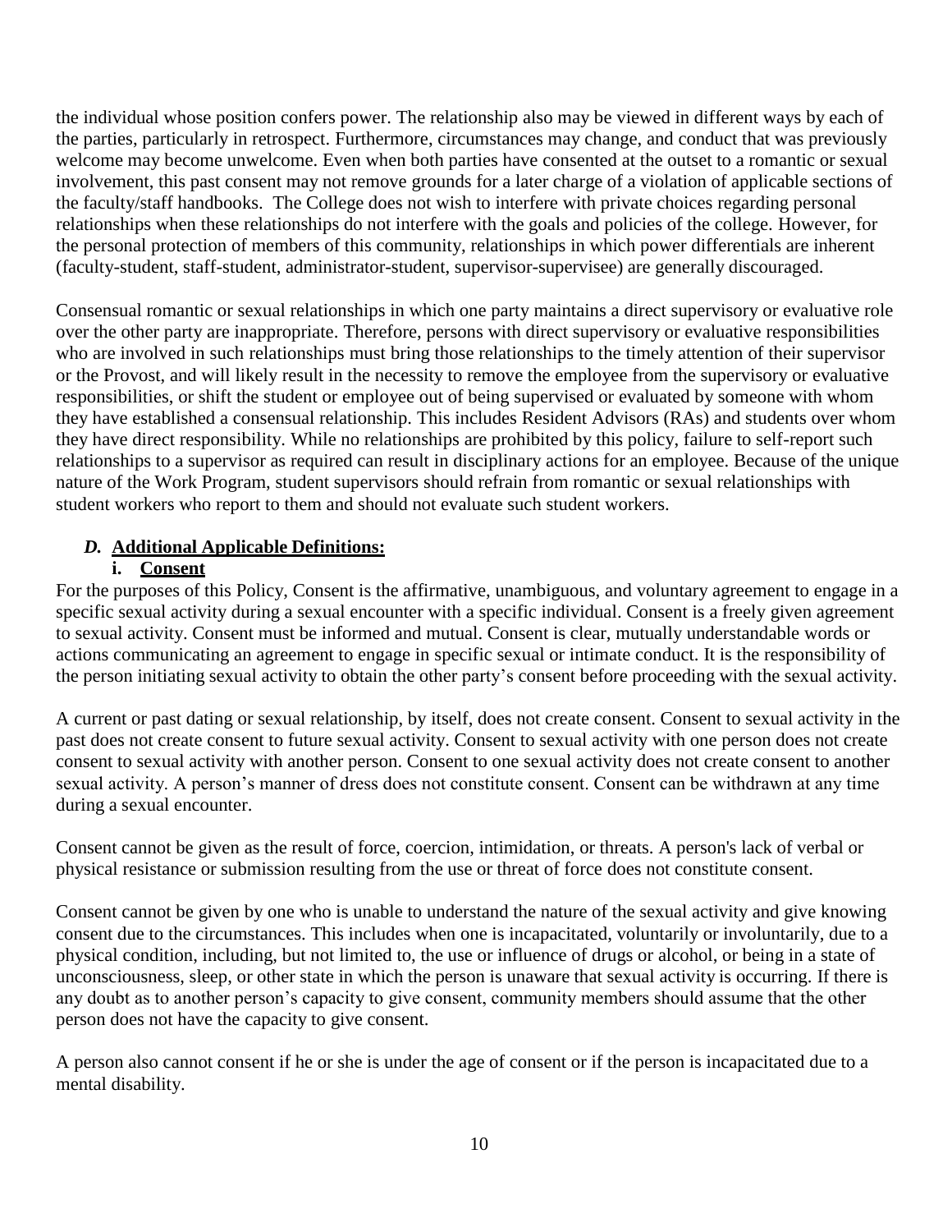the individual whose position confers power. The relationship also may be viewed in different ways by each of the parties, particularly in retrospect. Furthermore, circumstances may change, and conduct that was previously welcome may become unwelcome. Even when both parties have consented at the outset to a romantic or sexual involvement, this past consent may not remove grounds for a later charge of a violation of applicable sections of the faculty/staff handbooks. The College does not wish to interfere with private choices regarding personal relationships when these relationships do not interfere with the goals and policies of the college. However, for the personal protection of members of this community, relationships in which power differentials are inherent (faculty-student, staff-student, administrator-student, supervisor-supervisee) are generally discouraged.

Consensual romantic or sexual relationships in which one party maintains a direct supervisory or evaluative role over the other party are inappropriate. Therefore, persons with direct supervisory or evaluative responsibilities who are involved in such relationships must bring those relationships to the timely attention of their supervisor or the Provost, and will likely result in the necessity to remove the employee from the supervisory or evaluative responsibilities, or shift the student or employee out of being supervised or evaluated by someone with whom they have established a consensual relationship. This includes Resident Advisors (RAs) and students over whom they have direct responsibility. While no relationships are prohibited by this policy, failure to self-report such relationships to a supervisor as required can result in disciplinary actions for an employee. Because of the unique nature of the Work Program, student supervisors should refrain from romantic or sexual relationships with student workers who report to them and should not evaluate such student workers.

### *D.* **Additional Applicable Definitions:**

#### i. **Consent**

For the purposes of this Policy, Consent is the affirmative, unambiguous, and voluntary agreement to engage in a specific sexual activity during a sexual encounter with a specific individual. Consent is a freely given agreement to sexual activity. Consent must be informed and mutual. Consent is clear, mutually understandable words or actions communicating an agreement to engage in specific sexual or intimate conduct. It is the responsibility of the person initiating sexual activity to obtain the other party's consent before proceeding with the sexual activity.

A current or past dating or sexual relationship, by itself, does not create consent. Consent to sexual activity in the past does not create consent to future sexual activity. Consent to sexual activity with one person does not create consent to sexual activity with another person. Consent to one sexual activity does not create consent to another sexual activity. A person's manner of dress does not constitute consent. Consent can be withdrawn at any time during a sexual encounter.

Consent cannot be given as the result of force, coercion, intimidation, or threats. A person's lack of verbal or physical resistance or submission resulting from the use or threat of force does not constitute consent.

Consent cannot be given by one who is unable to understand the nature of the sexual activity and give knowing consent due to the circumstances. This includes when one is incapacitated, voluntarily or involuntarily, due to a physical condition, including, but not limited to, the use or influence of drugs or alcohol, or being in a state of unconsciousness, sleep, or other state in which the person is unaware that sexual activity is occurring. If there is any doubt as to another person's capacity to give consent, community members should assume that the other person does not have the capacity to give consent.

A person also cannot consent if he or she is under the age of consent or if the person is incapacitated due to a mental disability.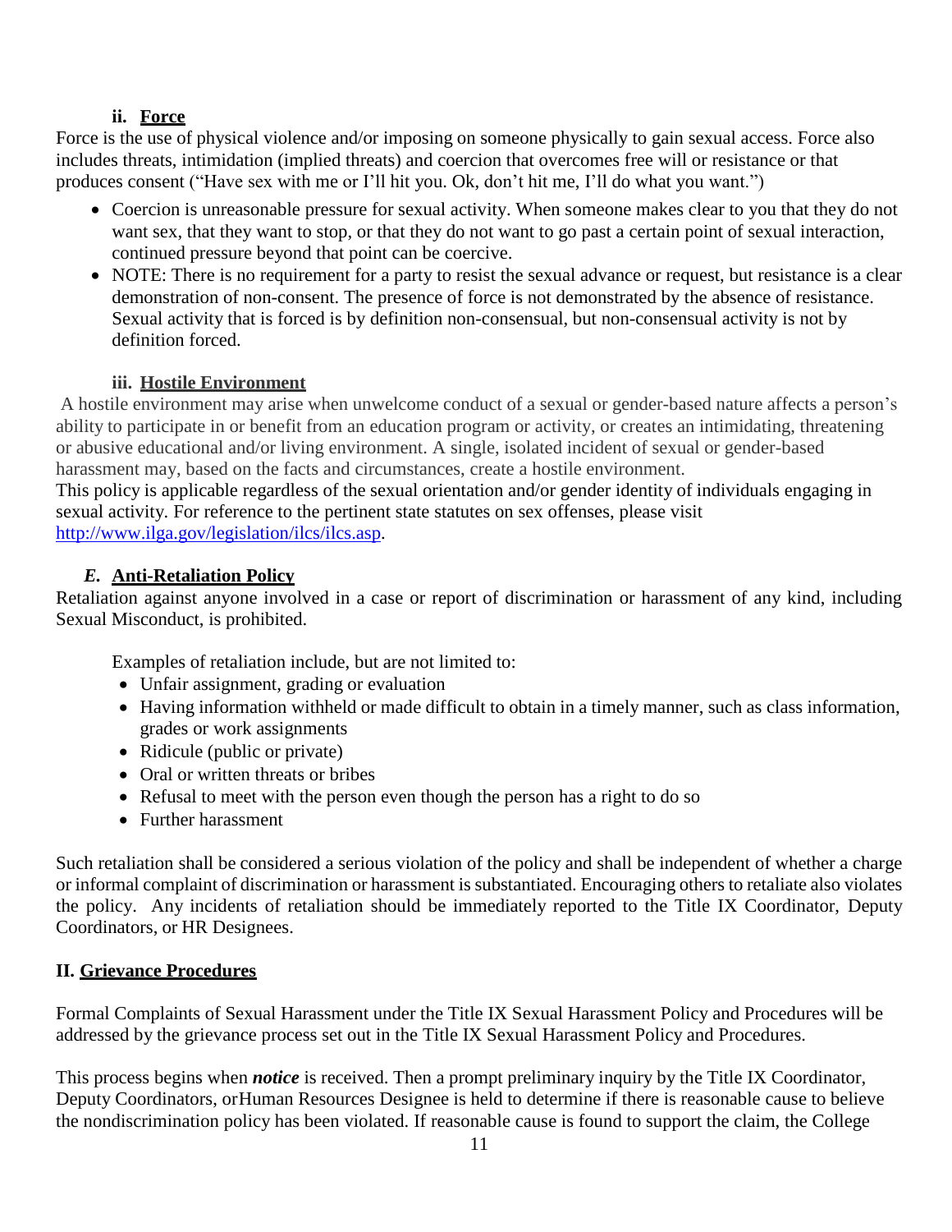#### ii. Force

Force is the use of physical violence and/or imposing on someone physically to gain sexual access. Force also includes threats, intimidation (implied threats) and coercion that overcomes free will or resistance or that produces consent ("Have sex with me or I'll hit you. Ok, don't hit me, I'll do what you want.")

- Coercion is unreasonable pressure for sexual activity. When someone makes clear to you that they do not want sex, that they want to stop, or that they do not want to go past a certain point of sexual interaction, continued pressure beyond that point can be coercive.
- NOTE: There is no requirement for a party to resist the sexual advance or request, but resistance is a clear demonstration of non-consent. The presence of force is not demonstrated by the absence of resistance. Sexual activity that is forced is by definition non-consensual, but non-consensual activity is not by definition forced.

#### iii. Hostile Environment

A hostile environment may arise when unwelcome conduct of a sexual or gender-based nature affects a person's ability to participate in or benefit from an education program or activity, or creates an intimidating, threatening or abusive educational and/or living environment. A single, isolated incident of sexual or gender-based harassment may, based on the facts and circumstances, create a hostile environment.

This policy is applicable regardless of the sexual orientation and/or gender identity of individuals engaging in sexual activity. For reference to the pertinent state statutes on sex offenses, please visit http://www.ilga.gov/legislation/ilcs/ilcs.asp.

### *E.* Anti-Retaliation Policy

Retaliation against anyone involved in a case or report of discrimination or harassment of any kind, including Sexual Misconduct, is prohibited.

Examples of retaliation include, but are not limited to:

- Unfair assignment, grading or evaluation
- Having information withheld or made difficult to obtain in a timely manner, such as class information, grades or work assignments
- Ridicule (public or private)
- Oral or written threats or bribes
- Refusal to meet with the person even though the person has a right to do so
- Further harassment

Such retaliation shall be considered a serious violation of the policy and shall be independent of whether a charge or informal complaint of discrimination or harassment is substantiated. Encouraging others to retaliate also violates the policy. Any incidents of retaliation should be immediately reported to the Title IX Coordinator, Deputy Coordinators, or HR Designees.

## II. Grievance Procedures

Formal Complaints of Sexual Harassment under the Title IX Sexual Harassment Policy and Procedures will be addressed by the grievance process set out in the Title IX Sexual Harassment Policy and Procedures.

This process begins when ***notice*** is received. Then a prompt preliminary inquiry by the Title IX Coordinator, Deputy Coordinators, orHuman Resources Designee is held to determine if there is reasonable cause to believe the nondiscrimination policy has been violated. If reasonable cause is found to support the claim, the College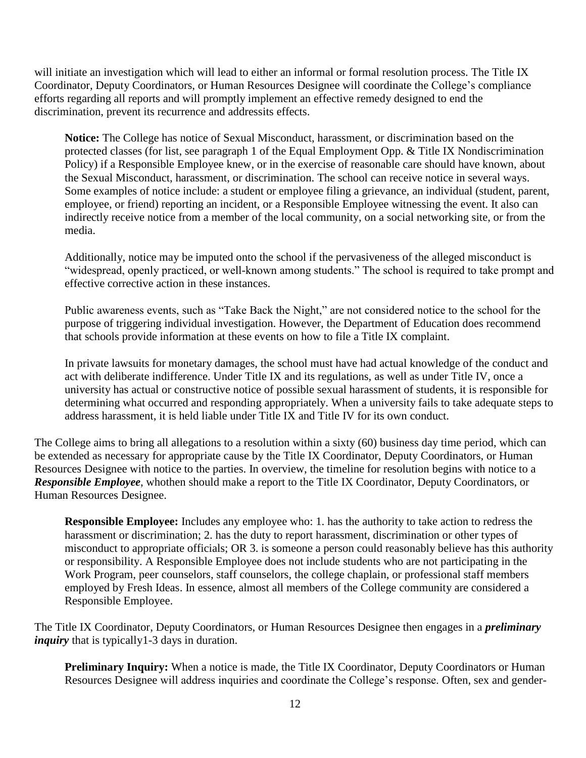will initiate an investigation which will lead to either an informal or formal resolution process. The Title IX Coordinator, Deputy Coordinators, or Human Resources Designee will coordinate the College's compliance efforts regarding all reports and will promptly implement an effective remedy designed to end the discrimination, prevent its recurrence and addressits effects.

> **Notice:** The College has notice of Sexual Misconduct, harassment, or discrimination based on the protected classes (for list, see paragraph 1 of the Equal Employment Opp. & Title IX Nondiscrimination Policy) if a Responsible Employee knew, or in the exercise of reasonable care should have known, about the Sexual Misconduct, harassment, or discrimination. The school can receive notice in several ways. Some examples of notice include: a student or employee filing a grievance, an individual (student, parent, employee, or friend) reporting an incident, or a Responsible Employee witnessing the event. It also can indirectly receive notice from a member of the local community, on a social networking site, or from the media.
>
> Additionally, notice may be imputed onto the school if the pervasiveness of the alleged misconduct is "widespread, openly practiced, or well-known among students." The school is required to take prompt and effective corrective action in these instances.
>
> Public awareness events, such as "Take Back the Night," are not considered notice to the school for the purpose of triggering individual investigation. However, the Department of Education does recommend that schools provide information at these events on how to file a Title IX complaint.
>
> In private lawsuits for monetary damages, the school must have had actual knowledge of the conduct and act with deliberate indifference. Under Title IX and its regulations, as well as under Title IV, once a university has actual or constructive notice of possible sexual harassment of students, it is responsible for determining what occurred and responding appropriately. When a university fails to take adequate steps to address harassment, it is held liable under Title IX and Title IV for its own conduct.

The College aims to bring all allegations to a resolution within a sixty (60) business day time period, which can be extended as necessary for appropriate cause by the Title IX Coordinator, Deputy Coordinators, or Human Resources Designee with notice to the parties. In overview, the timeline for resolution begins with notice to a ***Responsible Employee***, whothen should make a report to the Title IX Coordinator, Deputy Coordinators, or Human Resources Designee.

> **Responsible Employee:** Includes any employee who: 1. has the authority to take action to redress the harassment or discrimination; 2. has the duty to report harassment, discrimination or other types of misconduct to appropriate officials; OR 3. is someone a person could reasonably believe has this authority or responsibility. A Responsible Employee does not include students who are not participating in the Work Program, peer counselors, staff counselors, the college chaplain, or professional staff members employed by Fresh Ideas. In essence, almost all members of the College community are considered a Responsible Employee.

The Title IX Coordinator, Deputy Coordinators, or Human Resources Designee then engages in a ***preliminary inquiry*** that is typically1-3 days in duration.

> **Preliminary Inquiry:** When a notice is made, the Title IX Coordinator, Deputy Coordinators or Human Resources Designee will address inquiries and coordinate the College's response. Often, sex and gender-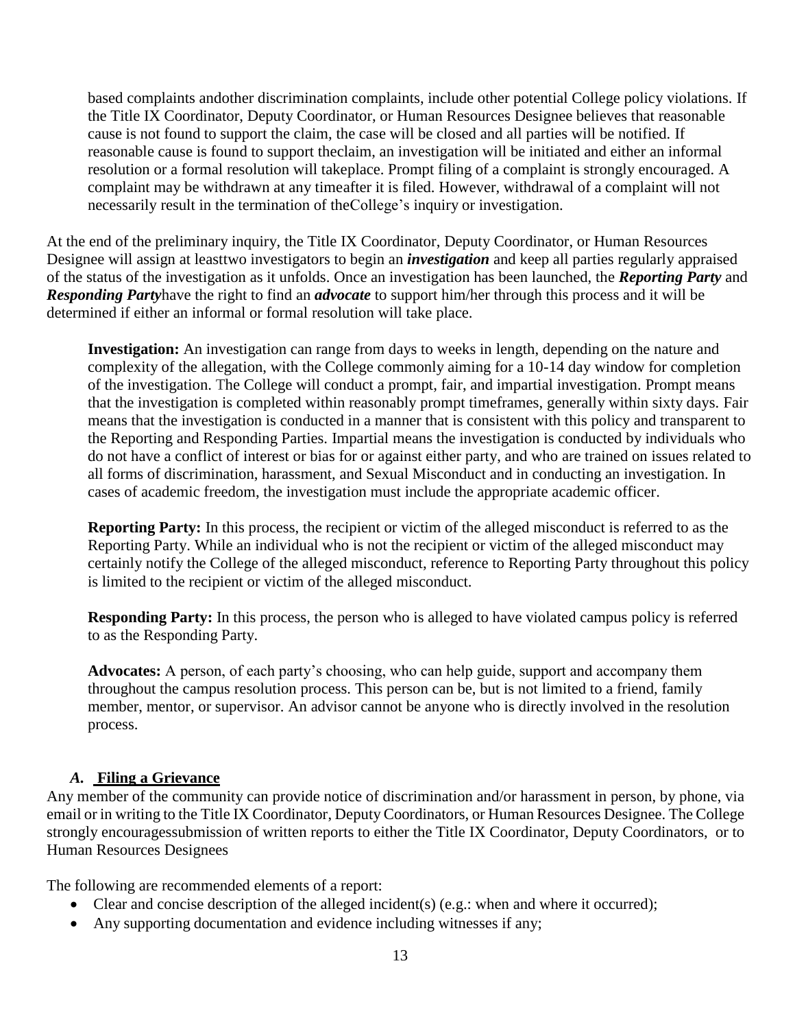based complaints andother discrimination complaints, include other potential College policy violations. If the Title IX Coordinator, Deputy Coordinator, or Human Resources Designee believes that reasonable cause is not found to support the claim, the case will be closed and all parties will be notified. If reasonable cause is found to support theclaim, an investigation will be initiated and either an informal resolution or a formal resolution will takeplace. Prompt filing of a complaint is strongly encouraged. A complaint may be withdrawn at any timeafter it is filed. However, withdrawal of a complaint will not necessarily result in the termination of theCollege's inquiry or investigation.

At the end of the preliminary inquiry, the Title IX Coordinator, Deputy Coordinator, or Human Resources Designee will assign at leasttwo investigators to begin an ***investigation*** and keep all parties regularly appraised of the status of the investigation as it unfolds. Once an investigation has been launched, the ***Reporting Party*** and ***Responding Party***have the right to find an ***advocate*** to support him/her through this process and it will be determined if either an informal or formal resolution will take place.

**Investigation:** An investigation can range from days to weeks in length, depending on the nature and complexity of the allegation, with the College commonly aiming for a 10-14 day window for completion of the investigation. The College will conduct a prompt, fair, and impartial investigation. Prompt means that the investigation is completed within reasonably prompt timeframes, generally within sixty days. Fair means that the investigation is conducted in a manner that is consistent with this policy and transparent to the Reporting and Responding Parties. Impartial means the investigation is conducted by individuals who do not have a conflict of interest or bias for or against either party, and who are trained on issues related to all forms of discrimination, harassment, and Sexual Misconduct and in conducting an investigation. In cases of academic freedom, the investigation must include the appropriate academic officer.

**Reporting Party:** In this process, the recipient or victim of the alleged misconduct is referred to as the Reporting Party. While an individual who is not the recipient or victim of the alleged misconduct may certainly notify the College of the alleged misconduct, reference to Reporting Party throughout this policy is limited to the recipient or victim of the alleged misconduct.

**Responding Party:** In this process, the person who is alleged to have violated campus policy is referred to as the Responding Party.

**Advocates:** A person, of each party's choosing, who can help guide, support and accompany them throughout the campus resolution process. This person can be, but is not limited to a friend, family member, mentor, or supervisor. An advisor cannot be anyone who is directly involved in the resolution process.

### *A.* **Filing a Grievance**

Any member of the community can provide notice of discrimination and/or harassment in person, by phone, via email or in writing to the Title IX Coordinator, Deputy Coordinators, or Human Resources Designee. The College strongly encouragessubmission of written reports to either the Title IX Coordinator, Deputy Coordinators, or to Human Resources Designees

The following are recommended elements of a report:

- Clear and concise description of the alleged incident(s) (e.g.: when and where it occurred);
- Any supporting documentation and evidence including witnesses if any;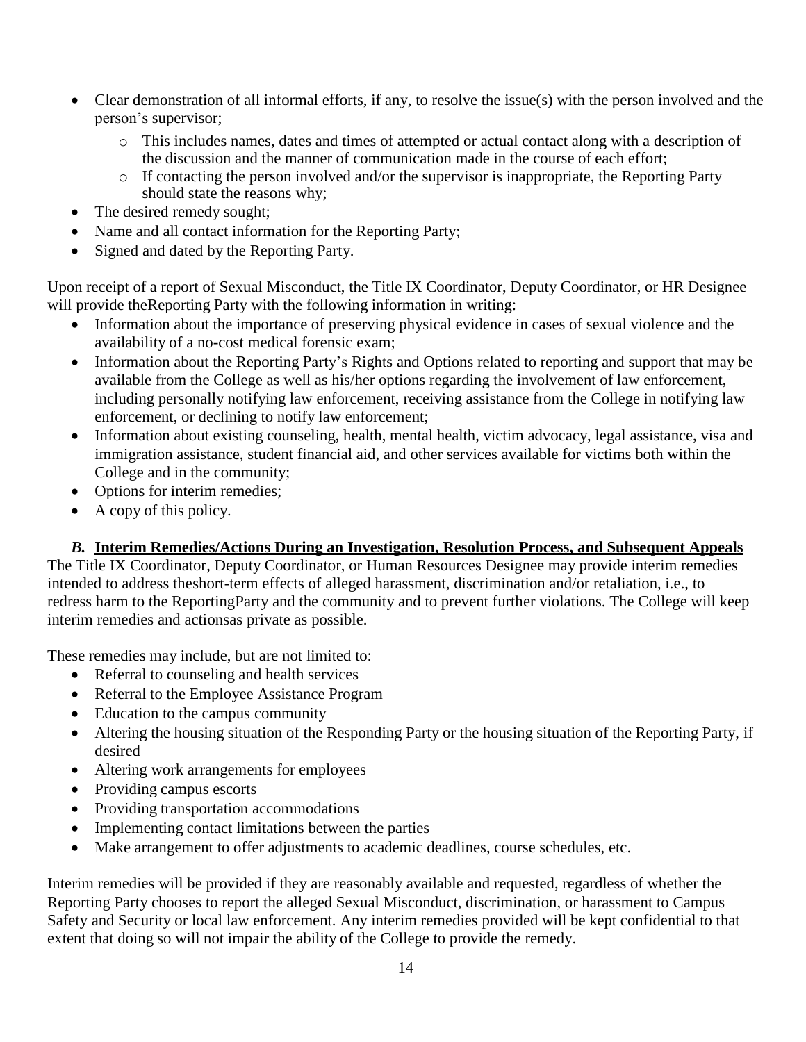- Clear demonstration of all informal efforts, if any, to resolve the issue(s) with the person involved and the person's supervisor;
    - This includes names, dates and times of attempted or actual contact along with a description of the discussion and the manner of communication made in the course of each effort;
    - If contacting the person involved and/or the supervisor is inappropriate, the Reporting Party should state the reasons why;
- The desired remedy sought;
- Name and all contact information for the Reporting Party;
- Signed and dated by the Reporting Party.

Upon receipt of a report of Sexual Misconduct, the Title IX Coordinator, Deputy Coordinator, or HR Designee will provide theReporting Party with the following information in writing:

- Information about the importance of preserving physical evidence in cases of sexual violence and the availability of a no-cost medical forensic exam;
- Information about the Reporting Party's Rights and Options related to reporting and support that may be available from the College as well as his/her options regarding the involvement of law enforcement, including personally notifying law enforcement, receiving assistance from the College in notifying law enforcement, or declining to notify law enforcement;
- Information about existing counseling, health, mental health, victim advocacy, legal assistance, visa and immigration assistance, student financial aid, and other services available for victims both within the College and in the community;
- Options for interim remedies;
- A copy of this policy.

### *B.* **Interim Remedies/Actions During an Investigation, Resolution Process, and Subsequent Appeals**

The Title IX Coordinator, Deputy Coordinator, or Human Resources Designee may provide interim remedies intended to address theshort-term effects of alleged harassment, discrimination and/or retaliation, i.e., to redress harm to the ReportingParty and the community and to prevent further violations. The College will keep interim remedies and actionsas private as possible.

These remedies may include, but are not limited to:

- Referral to counseling and health services
- Referral to the Employee Assistance Program
- Education to the campus community
- Altering the housing situation of the Responding Party or the housing situation of the Reporting Party, if desired
- Altering work arrangements for employees
- Providing campus escorts
- Providing transportation accommodations
- Implementing contact limitations between the parties
- Make arrangement to offer adjustments to academic deadlines, course schedules, etc.

Interim remedies will be provided if they are reasonably available and requested, regardless of whether the Reporting Party chooses to report the alleged Sexual Misconduct, discrimination, or harassment to Campus Safety and Security or local law enforcement. Any interim remedies provided will be kept confidential to that extent that doing so will not impair the ability of the College to provide the remedy.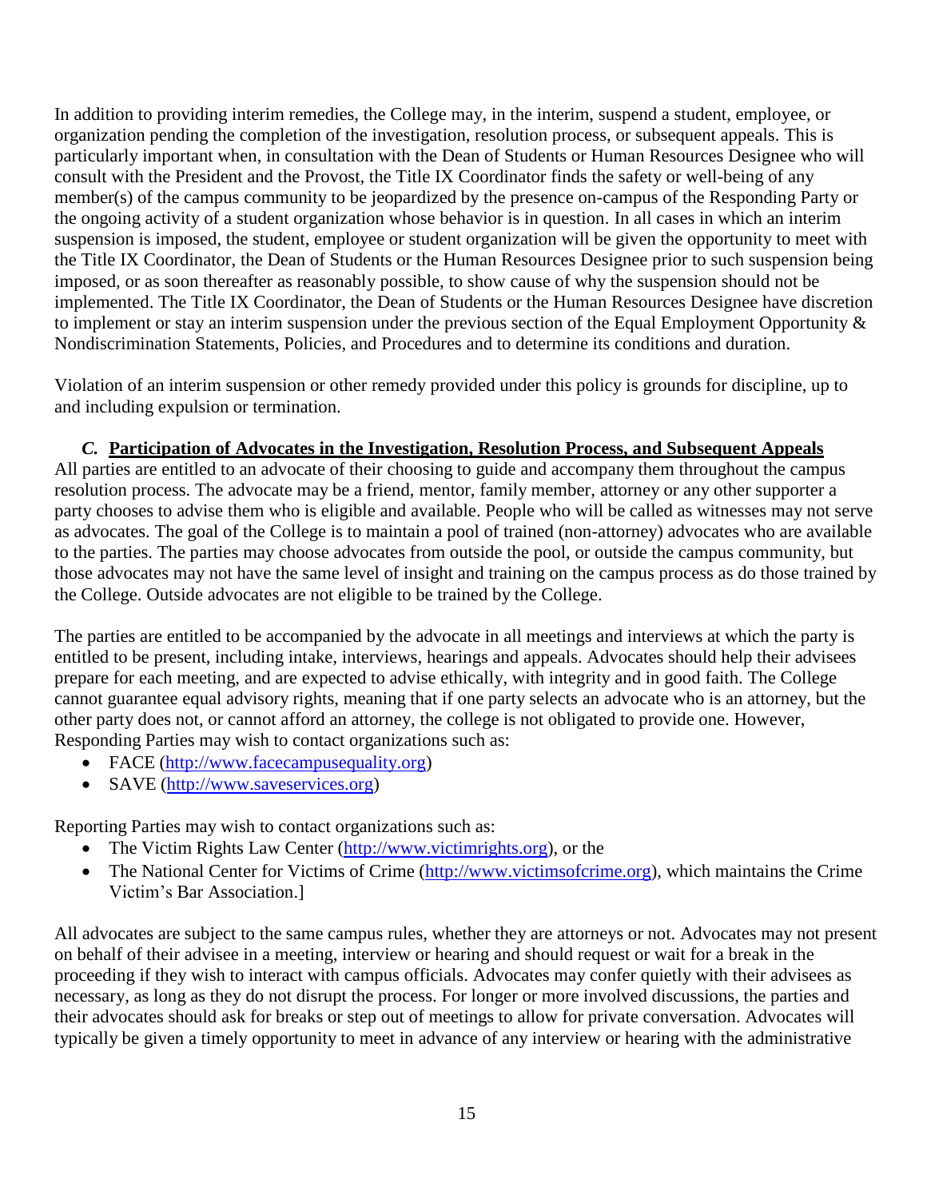In addition to providing interim remedies, the College may, in the interim, suspend a student, employee, or organization pending the completion of the investigation, resolution process, or subsequent appeals. This is particularly important when, in consultation with the Dean of Students or Human Resources Designee who will consult with the President and the Provost, the Title IX Coordinator finds the safety or well-being of any member(s) of the campus community to be jeopardized by the presence on-campus of the Responding Party or the ongoing activity of a student organization whose behavior is in question. In all cases in which an interim suspension is imposed, the student, employee or student organization will be given the opportunity to meet with the Title IX Coordinator, the Dean of Students or the Human Resources Designee prior to such suspension being imposed, or as soon thereafter as reasonably possible, to show cause of why the suspension should not be implemented. The Title IX Coordinator, the Dean of Students or the Human Resources Designee have discretion to implement or stay an interim suspension under the previous section of the Equal Employment Opportunity & Nondiscrimination Statements, Policies, and Procedures and to determine its conditions and duration.

Violation of an interim suspension or other remedy provided under this policy is grounds for discipline, up to and including expulsion or termination.

### *C.* <u>**Participation of Advocates in the Investigation, Resolution Process, and Subsequent Appeals**</u>

All parties are entitled to an advocate of their choosing to guide and accompany them throughout the campus resolution process. The advocate may be a friend, mentor, family member, attorney or any other supporter a party chooses to advise them who is eligible and available. People who will be called as witnesses may not serve as advocates. The goal of the College is to maintain a pool of trained (non-attorney) advocates who are available to the parties. The parties may choose advocates from outside the pool, or outside the campus community, but those advocates may not have the same level of insight and training on the campus process as do those trained by the College. Outside advocates are not eligible to be trained by the College.

The parties are entitled to be accompanied by the advocate in all meetings and interviews at which the party is entitled to be present, including intake, interviews, hearings and appeals. Advocates should help their advisees prepare for each meeting, and are expected to advise ethically, with integrity and in good faith. The College cannot guarantee equal advisory rights, meaning that if one party selects an advocate who is an attorney, but the other party does not, or cannot afford an attorney, the college is not obligated to provide one. However, Responding Parties may wish to contact organizations such as:

- FACE (http://www.facecampusequality.org)
- SAVE (http://www.saveservices.org)

Reporting Parties may wish to contact organizations such as:

- The Victim Rights Law Center (http://www.victimrights.org), or the
- The National Center for Victims of Crime (http://www.victimsofcrime.org), which maintains the Crime Victim's Bar Association.]

All advocates are subject to the same campus rules, whether they are attorneys or not. Advocates may not present on behalf of their advisee in a meeting, interview or hearing and should request or wait for a break in the proceeding if they wish to interact with campus officials. Advocates may confer quietly with their advisees as necessary, as long as they do not disrupt the process. For longer or more involved discussions, the parties and their advocates should ask for breaks or step out of meetings to allow for private conversation. Advocates will typically be given a timely opportunity to meet in advance of any interview or hearing with the administrative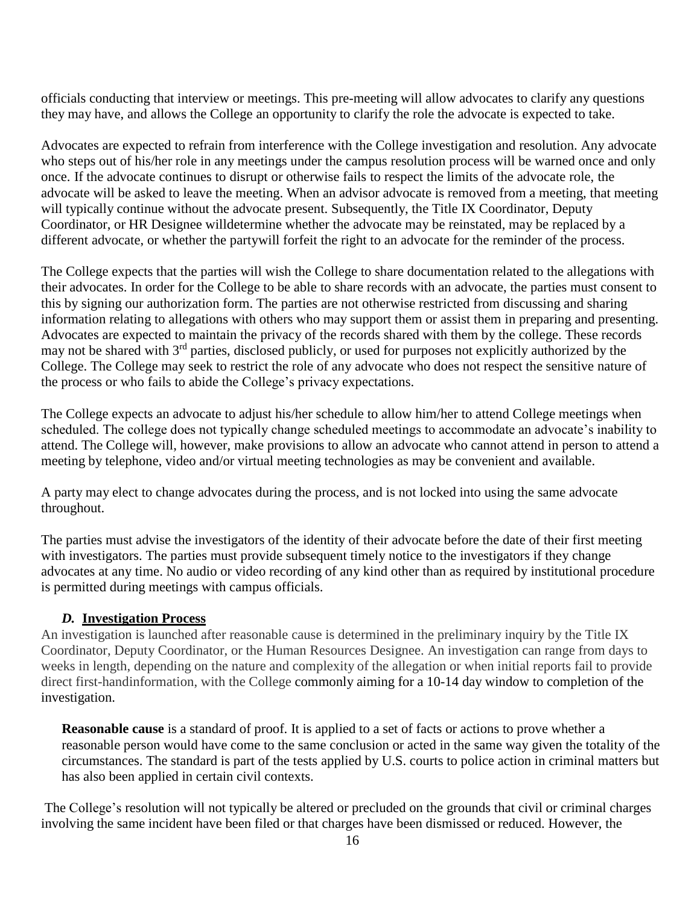officials conducting that interview or meetings. This pre-meeting will allow advocates to clarify any questions they may have, and allows the College an opportunity to clarify the role the advocate is expected to take.

Advocates are expected to refrain from interference with the College investigation and resolution. Any advocate who steps out of his/her role in any meetings under the campus resolution process will be warned once and only once. If the advocate continues to disrupt or otherwise fails to respect the limits of the advocate role, the advocate will be asked to leave the meeting. When an advisor advocate is removed from a meeting, that meeting will typically continue without the advocate present. Subsequently, the Title IX Coordinator, Deputy Coordinator, or HR Designee willdetermine whether the advocate may be reinstated, may be replaced by a different advocate, or whether the partywill forfeit the right to an advocate for the reminder of the process.

The College expects that the parties will wish the College to share documentation related to the allegations with their advocates. In order for the College to be able to share records with an advocate, the parties must consent to this by signing our authorization form. The parties are not otherwise restricted from discussing and sharing information relating to allegations with others who may support them or assist them in preparing and presenting. Advocates are expected to maintain the privacy of the records shared with them by the college. These records may not be shared with 3rd parties, disclosed publicly, or used for purposes not explicitly authorized by the College. The College may seek to restrict the role of any advocate who does not respect the sensitive nature of the process or who fails to abide the College's privacy expectations.

The College expects an advocate to adjust his/her schedule to allow him/her to attend College meetings when scheduled. The college does not typically change scheduled meetings to accommodate an advocate's inability to attend. The College will, however, make provisions to allow an advocate who cannot attend in person to attend a meeting by telephone, video and/or virtual meeting technologies as may be convenient and available.

A party may elect to change advocates during the process, and is not locked into using the same advocate throughout.

The parties must advise the investigators of the identity of their advocate before the date of their first meeting with investigators. The parties must provide subsequent timely notice to the investigators if they change advocates at any time. No audio or video recording of any kind other than as required by institutional procedure is permitted during meetings with campus officials.

### *D.* **Investigation Process**

An investigation is launched after reasonable cause is determined in the preliminary inquiry by the Title IX Coordinator, Deputy Coordinator, or the Human Resources Designee. An investigation can range from days to weeks in length, depending on the nature and complexity of the allegation or when initial reports fail to provide direct first-handinformation, with the College commonly aiming for a 10-14 day window to completion of the investigation.

**Reasonable cause** is a standard of proof. It is applied to a set of facts or actions to prove whether a reasonable person would have come to the same conclusion or acted in the same way given the totality of the circumstances. The standard is part of the tests applied by U.S. courts to police action in criminal matters but has also been applied in certain civil contexts.

The College's resolution will not typically be altered or precluded on the grounds that civil or criminal charges involving the same incident have been filed or that charges have been dismissed or reduced. However, the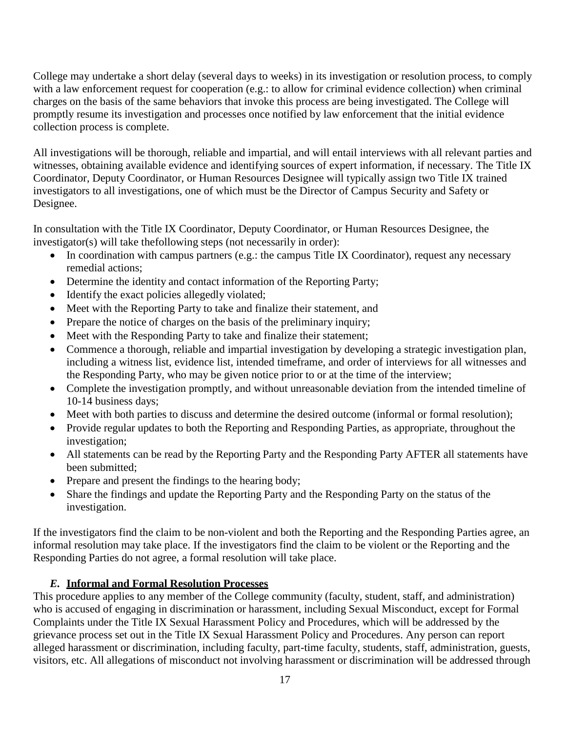College may undertake a short delay (several days to weeks) in its investigation or resolution process, to comply with a law enforcement request for cooperation (e.g.: to allow for criminal evidence collection) when criminal charges on the basis of the same behaviors that invoke this process are being investigated. The College will promptly resume its investigation and processes once notified by law enforcement that the initial evidence collection process is complete.

All investigations will be thorough, reliable and impartial, and will entail interviews with all relevant parties and witnesses, obtaining available evidence and identifying sources of expert information, if necessary. The Title IX Coordinator, Deputy Coordinator, or Human Resources Designee will typically assign two Title IX trained investigators to all investigations, one of which must be the Director of Campus Security and Safety or Designee.

In consultation with the Title IX Coordinator, Deputy Coordinator, or Human Resources Designee, the investigator(s) will take thefollowing steps (not necessarily in order):

- In coordination with campus partners (e.g.: the campus Title IX Coordinator), request any necessary remedial actions;
- Determine the identity and contact information of the Reporting Party;
- Identify the exact policies allegedly violated;
- Meet with the Reporting Party to take and finalize their statement, and
- Prepare the notice of charges on the basis of the preliminary inquiry;
- Meet with the Responding Party to take and finalize their statement;
- Commence a thorough, reliable and impartial investigation by developing a strategic investigation plan, including a witness list, evidence list, intended timeframe, and order of interviews for all witnesses and the Responding Party, who may be given notice prior to or at the time of the interview;
- Complete the investigation promptly, and without unreasonable deviation from the intended timeline of 10-14 business days;
- Meet with both parties to discuss and determine the desired outcome (informal or formal resolution);
- Provide regular updates to both the Reporting and Responding Parties, as appropriate, throughout the investigation;
- All statements can be read by the Reporting Party and the Responding Party AFTER all statements have been submitted;
- Prepare and present the findings to the hearing body;
- Share the findings and update the Reporting Party and the Responding Party on the status of the investigation.

If the investigators find the claim to be non-violent and both the Reporting and the Responding Parties agree, an informal resolution may take place. If the investigators find the claim to be violent or the Reporting and the Responding Parties do not agree, a formal resolution will take place.

### *E.* **Informal and Formal Resolution Processes**

This procedure applies to any member of the College community (faculty, student, staff, and administration) who is accused of engaging in discrimination or harassment, including Sexual Misconduct, except for Formal Complaints under the Title IX Sexual Harassment Policy and Procedures, which will be addressed by the grievance process set out in the Title IX Sexual Harassment Policy and Procedures. Any person can report alleged harassment or discrimination, including faculty, part-time faculty, students, staff, administration, guests, visitors, etc. All allegations of misconduct not involving harassment or discrimination will be addressed through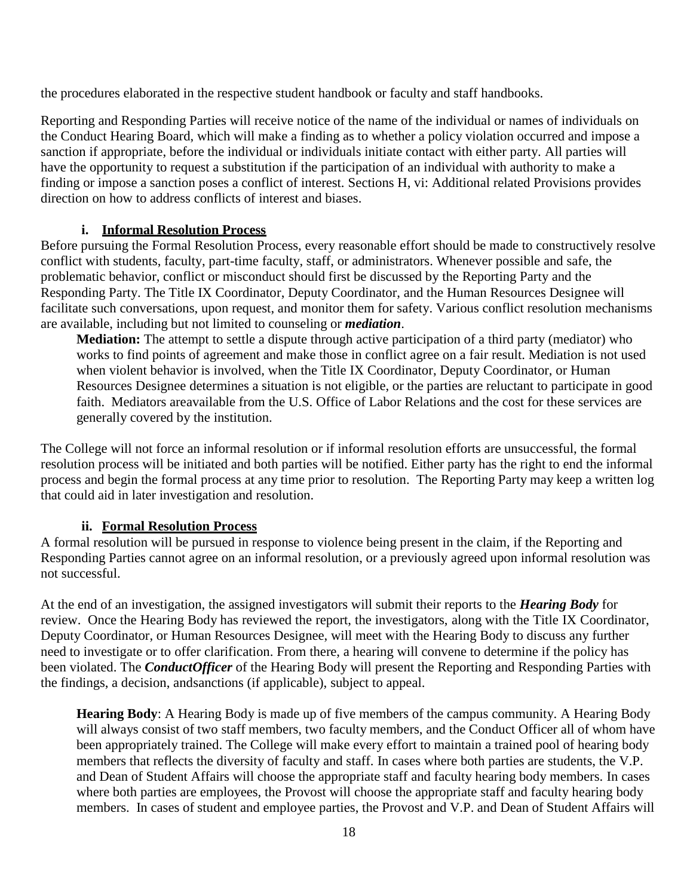the procedures elaborated in the respective student handbook or faculty and staff handbooks.

Reporting and Responding Parties will receive notice of the name of the individual or names of individuals on the Conduct Hearing Board, which will make a finding as to whether a policy violation occurred and impose a sanction if appropriate, before the individual or individuals initiate contact with either party. All parties will have the opportunity to request a substitution if the participation of an individual with authority to make a finding or impose a sanction poses a conflict of interest. Sections H, vi: Additional related Provisions provides direction on how to address conflicts of interest and biases.

#### i. **Informal Resolution Process**

Before pursuing the Formal Resolution Process, every reasonable effort should be made to constructively resolve conflict with students, faculty, part-time faculty, staff, or administrators. Whenever possible and safe, the problematic behavior, conflict or misconduct should first be discussed by the Reporting Party and the Responding Party. The Title IX Coordinator, Deputy Coordinator, and the Human Resources Designee will facilitate such conversations, upon request, and monitor them for safety. Various conflict resolution mechanisms are available, including but not limited to counseling or ***mediation***.

> **Mediation:** The attempt to settle a dispute through active participation of a third party (mediator) who works to find points of agreement and make those in conflict agree on a fair result. Mediation is not used when violent behavior is involved, when the Title IX Coordinator, Deputy Coordinator, or Human Resources Designee determines a situation is not eligible, or the parties are reluctant to participate in good faith. Mediators areavailable from the U.S. Office of Labor Relations and the cost for these services are generally covered by the institution.

The College will not force an informal resolution or if informal resolution efforts are unsuccessful, the formal resolution process will be initiated and both parties will be notified. Either party has the right to end the informal process and begin the formal process at any time prior to resolution. The Reporting Party may keep a written log that could aid in later investigation and resolution.

#### ii. **Formal Resolution Process**

A formal resolution will be pursued in response to violence being present in the claim, if the Reporting and Responding Parties cannot agree on an informal resolution, or a previously agreed upon informal resolution was not successful.

At the end of an investigation, the assigned investigators will submit their reports to the ***Hearing Body*** for review. Once the Hearing Body has reviewed the report, the investigators, along with the Title IX Coordinator, Deputy Coordinator, or Human Resources Designee, will meet with the Hearing Body to discuss any further need to investigate or to offer clarification. From there, a hearing will convene to determine if the policy has been violated. The ***ConductOfficer*** of the Hearing Body will present the Reporting and Responding Parties with the findings, a decision, andsanctions (if applicable), subject to appeal.

> **Hearing Body**: A Hearing Body is made up of five members of the campus community. A Hearing Body will always consist of two staff members, two faculty members, and the Conduct Officer all of whom have been appropriately trained. The College will make every effort to maintain a trained pool of hearing body members that reflects the diversity of faculty and staff. In cases where both parties are students, the V.P. and Dean of Student Affairs will choose the appropriate staff and faculty hearing body members. In cases where both parties are employees, the Provost will choose the appropriate staff and faculty hearing body members. In cases of student and employee parties, the Provost and V.P. and Dean of Student Affairs will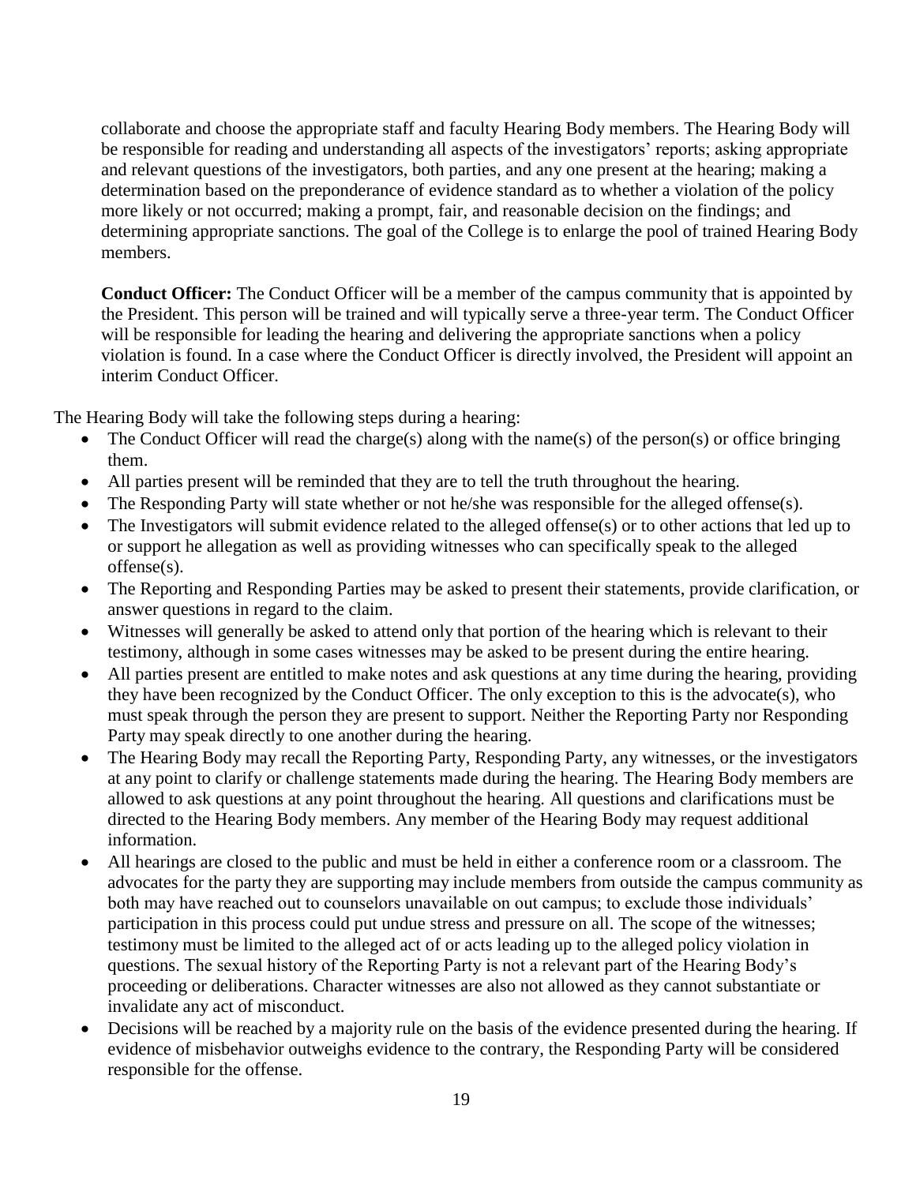collaborate and choose the appropriate staff and faculty Hearing Body members. The Hearing Body will be responsible for reading and understanding all aspects of the investigators' reports; asking appropriate and relevant questions of the investigators, both parties, and any one present at the hearing; making a determination based on the preponderance of evidence standard as to whether a violation of the policy more likely or not occurred; making a prompt, fair, and reasonable decision on the findings; and determining appropriate sanctions. The goal of the College is to enlarge the pool of trained Hearing Body members.

**Conduct Officer:** The Conduct Officer will be a member of the campus community that is appointed by the President. This person will be trained and will typically serve a three-year term. The Conduct Officer will be responsible for leading the hearing and delivering the appropriate sanctions when a policy violation is found. In a case where the Conduct Officer is directly involved, the President will appoint an interim Conduct Officer.

The Hearing Body will take the following steps during a hearing:

- The Conduct Officer will read the charge(s) along with the name(s) of the person(s) or office bringing them.
- All parties present will be reminded that they are to tell the truth throughout the hearing.
- The Responding Party will state whether or not he/she was responsible for the alleged offense(s).
- The Investigators will submit evidence related to the alleged offense(s) or to other actions that led up to or support he allegation as well as providing witnesses who can specifically speak to the alleged offense(s).
- The Reporting and Responding Parties may be asked to present their statements, provide clarification, or answer questions in regard to the claim.
- Witnesses will generally be asked to attend only that portion of the hearing which is relevant to their testimony, although in some cases witnesses may be asked to be present during the entire hearing.
- All parties present are entitled to make notes and ask questions at any time during the hearing, providing they have been recognized by the Conduct Officer. The only exception to this is the advocate(s), who must speak through the person they are present to support. Neither the Reporting Party nor Responding Party may speak directly to one another during the hearing.
- The Hearing Body may recall the Reporting Party, Responding Party, any witnesses, or the investigators at any point to clarify or challenge statements made during the hearing. The Hearing Body members are allowed to ask questions at any point throughout the hearing. All questions and clarifications must be directed to the Hearing Body members. Any member of the Hearing Body may request additional information.
- All hearings are closed to the public and must be held in either a conference room or a classroom. The advocates for the party they are supporting may include members from outside the campus community as both may have reached out to counselors unavailable on out campus; to exclude those individuals' participation in this process could put undue stress and pressure on all. The scope of the witnesses; testimony must be limited to the alleged act of or acts leading up to the alleged policy violation in questions. The sexual history of the Reporting Party is not a relevant part of the Hearing Body's proceeding or deliberations. Character witnesses are also not allowed as they cannot substantiate or invalidate any act of misconduct.
- Decisions will be reached by a majority rule on the basis of the evidence presented during the hearing. If evidence of misbehavior outweighs evidence to the contrary, the Responding Party will be considered responsible for the offense.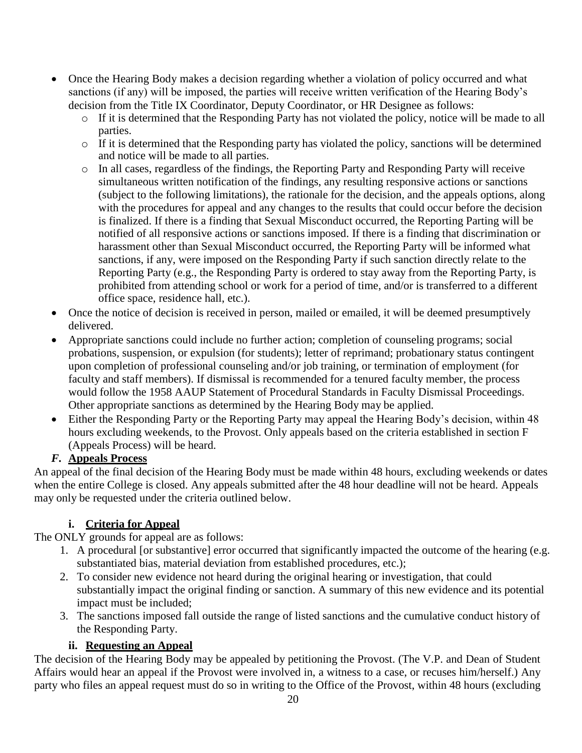- Once the Hearing Body makes a decision regarding whether a violation of policy occurred and what sanctions (if any) will be imposed, the parties will receive written verification of the Hearing Body's decision from the Title IX Coordinator, Deputy Coordinator, or HR Designee as follows:
  - If it is determined that the Responding Party has not violated the policy, notice will be made to all parties.
  - If it is determined that the Responding party has violated the policy, sanctions will be determined and notice will be made to all parties.
  - In all cases, regardless of the findings, the Reporting Party and Responding Party will receive simultaneous written notification of the findings, any resulting responsive actions or sanctions (subject to the following limitations), the rationale for the decision, and the appeals options, along with the procedures for appeal and any changes to the results that could occur before the decision is finalized. If there is a finding that Sexual Misconduct occurred, the Reporting Parting will be notified of all responsive actions or sanctions imposed. If there is a finding that discrimination or harassment other than Sexual Misconduct occurred, the Reporting Party will be informed what sanctions, if any, were imposed on the Responding Party if such sanction directly relate to the Reporting Party (e.g., the Responding Party is ordered to stay away from the Reporting Party, is prohibited from attending school or work for a period of time, and/or is transferred to a different office space, residence hall, etc.).
- Once the notice of decision is received in person, mailed or emailed, it will be deemed presumptively delivered.
- Appropriate sanctions could include no further action; completion of counseling programs; social probations, suspension, or expulsion (for students); letter of reprimand; probationary status contingent upon completion of professional counseling and/or job training, or termination of employment (for faculty and staff members). If dismissal is recommended for a tenured faculty member, the process would follow the 1958 AAUP Statement of Procedural Standards in Faculty Dismissal Proceedings. Other appropriate sanctions as determined by the Hearing Body may be applied.
- Either the Responding Party or the Reporting Party may appeal the Hearing Body's decision, within 48 hours excluding weekends, to the Provost. Only appeals based on the criteria established in section F (Appeals Process) will be heard.

### *F.* Appeals Process

An appeal of the final decision of the Hearing Body must be made within 48 hours, excluding weekends or dates when the entire College is closed. Any appeals submitted after the 48 hour deadline will not be heard. Appeals may only be requested under the criteria outlined below.

#### i. Criteria for Appeal

The ONLY grounds for appeal are as follows:

1. A procedural [or substantive] error occurred that significantly impacted the outcome of the hearing (e.g. substantiated bias, material deviation from established procedures, etc.);
2. To consider new evidence not heard during the original hearing or investigation, that could substantially impact the original finding or sanction. A summary of this new evidence and its potential impact must be included;
3. The sanctions imposed fall outside the range of listed sanctions and the cumulative conduct history of the Responding Party.

#### ii. Requesting an Appeal

The decision of the Hearing Body may be appealed by petitioning the Provost. (The V.P. and Dean of Student Affairs would hear an appeal if the Provost were involved in, a witness to a case, or recuses him/herself.) Any party who files an appeal request must do so in writing to the Office of the Provost, within 48 hours (excluding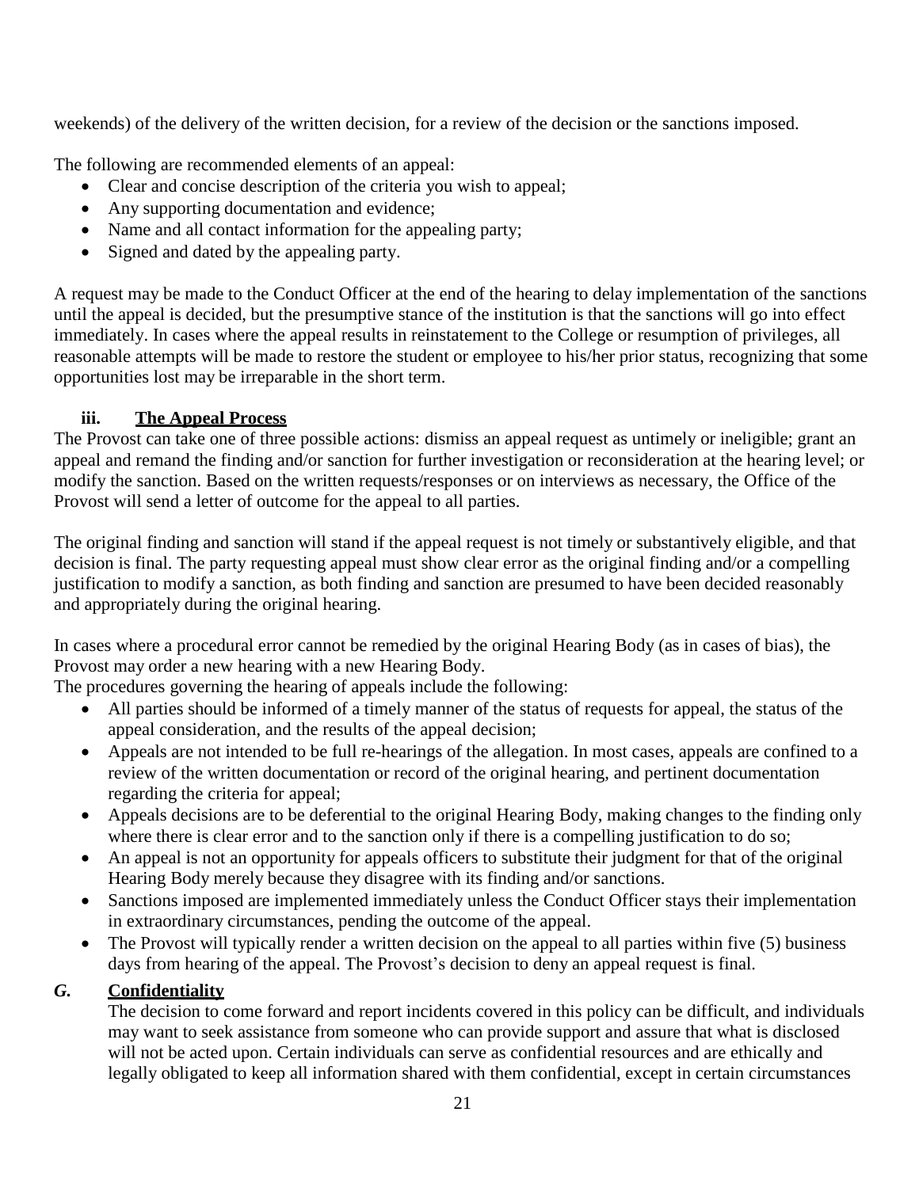weekends) of the delivery of the written decision, for a review of the decision or the sanctions imposed.

The following are recommended elements of an appeal:

- Clear and concise description of the criteria you wish to appeal;
- Any supporting documentation and evidence;
- Name and all contact information for the appealing party;
- Signed and dated by the appealing party.

A request may be made to the Conduct Officer at the end of the hearing to delay implementation of the sanctions until the appeal is decided, but the presumptive stance of the institution is that the sanctions will go into effect immediately. In cases where the appeal results in reinstatement to the College or resumption of privileges, all reasonable attempts will be made to restore the student or employee to his/her prior status, recognizing that some opportunities lost may be irreparable in the short term.

### iii. <u>The Appeal Process</u>

The Provost can take one of three possible actions: dismiss an appeal request as untimely or ineligible; grant an appeal and remand the finding and/or sanction for further investigation or reconsideration at the hearing level; or modify the sanction. Based on the written requests/responses or on interviews as necessary, the Office of the Provost will send a letter of outcome for the appeal to all parties.

The original finding and sanction will stand if the appeal request is not timely or substantively eligible, and that decision is final. The party requesting appeal must show clear error as the original finding and/or a compelling justification to modify a sanction, as both finding and sanction are presumed to have been decided reasonably and appropriately during the original hearing.

In cases where a procedural error cannot be remedied by the original Hearing Body (as in cases of bias), the Provost may order a new hearing with a new Hearing Body.

The procedures governing the hearing of appeals include the following:

- All parties should be informed of a timely manner of the status of requests for appeal, the status of the appeal consideration, and the results of the appeal decision;
- Appeals are not intended to be full re-hearings of the allegation. In most cases, appeals are confined to a review of the written documentation or record of the original hearing, and pertinent documentation regarding the criteria for appeal;
- Appeals decisions are to be deferential to the original Hearing Body, making changes to the finding only where there is clear error and to the sanction only if there is a compelling justification to do so;
- An appeal is not an opportunity for appeals officers to substitute their judgment for that of the original Hearing Body merely because they disagree with its finding and/or sanctions.
- Sanctions imposed are implemented immediately unless the Conduct Officer stays their implementation in extraordinary circumstances, pending the outcome of the appeal.
- The Provost will typically render a written decision on the appeal to all parties within five (5) business days from hearing of the appeal. The Provost's decision to deny an appeal request is final.

## *G.* <u>Confidentiality</u>

The decision to come forward and report incidents covered in this policy can be difficult, and individuals may want to seek assistance from someone who can provide support and assure that what is disclosed will not be acted upon. Certain individuals can serve as confidential resources and are ethically and legally obligated to keep all information shared with them confidential, except in certain circumstances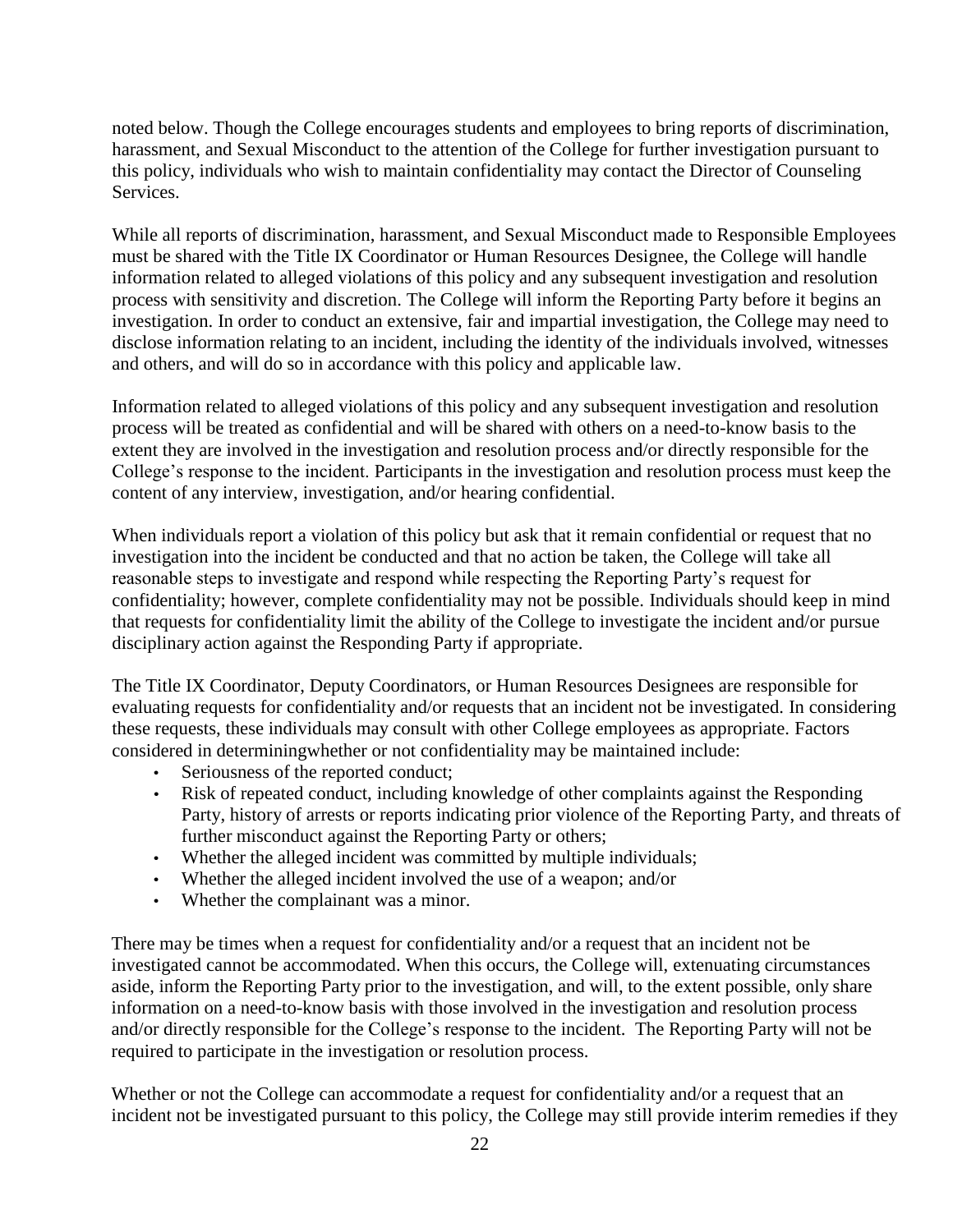noted below. Though the College encourages students and employees to bring reports of discrimination, harassment, and Sexual Misconduct to the attention of the College for further investigation pursuant to this policy, individuals who wish to maintain confidentiality may contact the Director of Counseling Services.

While all reports of discrimination, harassment, and Sexual Misconduct made to Responsible Employees must be shared with the Title IX Coordinator or Human Resources Designee, the College will handle information related to alleged violations of this policy and any subsequent investigation and resolution process with sensitivity and discretion. The College will inform the Reporting Party before it begins an investigation. In order to conduct an extensive, fair and impartial investigation, the College may need to disclose information relating to an incident, including the identity of the individuals involved, witnesses and others, and will do so in accordance with this policy and applicable law.

Information related to alleged violations of this policy and any subsequent investigation and resolution process will be treated as confidential and will be shared with others on a need-to-know basis to the extent they are involved in the investigation and resolution process and/or directly responsible for the College's response to the incident. Participants in the investigation and resolution process must keep the content of any interview, investigation, and/or hearing confidential.

When individuals report a violation of this policy but ask that it remain confidential or request that no investigation into the incident be conducted and that no action be taken, the College will take all reasonable steps to investigate and respond while respecting the Reporting Party's request for confidentiality; however, complete confidentiality may not be possible. Individuals should keep in mind that requests for confidentiality limit the ability of the College to investigate the incident and/or pursue disciplinary action against the Responding Party if appropriate.

The Title IX Coordinator, Deputy Coordinators, or Human Resources Designees are responsible for evaluating requests for confidentiality and/or requests that an incident not be investigated. In considering these requests, these individuals may consult with other College employees as appropriate. Factors considered in determiningwhether or not confidentiality may be maintained include:

- Seriousness of the reported conduct;
- Risk of repeated conduct, including knowledge of other complaints against the Responding Party, history of arrests or reports indicating prior violence of the Reporting Party, and threats of further misconduct against the Reporting Party or others;
- Whether the alleged incident was committed by multiple individuals;
- Whether the alleged incident involved the use of a weapon; and/or
- Whether the complainant was a minor.

There may be times when a request for confidentiality and/or a request that an incident not be investigated cannot be accommodated. When this occurs, the College will, extenuating circumstances aside, inform the Reporting Party prior to the investigation, and will, to the extent possible, only share information on a need-to-know basis with those involved in the investigation and resolution process and/or directly responsible for the College's response to the incident. The Reporting Party will not be required to participate in the investigation or resolution process.

Whether or not the College can accommodate a request for confidentiality and/or a request that an incident not be investigated pursuant to this policy, the College may still provide interim remedies if they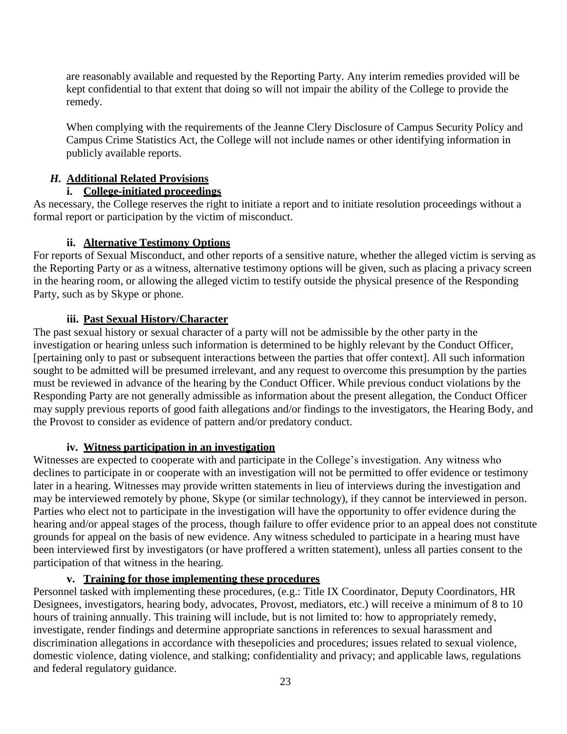are reasonably available and requested by the Reporting Party. Any interim remedies provided will be kept confidential to that extent that doing so will not impair the ability of the College to provide the remedy.

When complying with the requirements of the Jeanne Clery Disclosure of Campus Security Policy and Campus Crime Statistics Act, the College will not include names or other identifying information in publicly available reports.

### *H.* **Additional Related Provisions**

#### i. College-initiated proceedings

As necessary, the College reserves the right to initiate a report and to initiate resolution proceedings without a formal report or participation by the victim of misconduct.

#### ii. Alternative Testimony Options

For reports of Sexual Misconduct, and other reports of a sensitive nature, whether the alleged victim is serving as the Reporting Party or as a witness, alternative testimony options will be given, such as placing a privacy screen in the hearing room, or allowing the alleged victim to testify outside the physical presence of the Responding Party, such as by Skype or phone.

#### iii. Past Sexual History/Character

The past sexual history or sexual character of a party will not be admissible by the other party in the investigation or hearing unless such information is determined to be highly relevant by the Conduct Officer, [pertaining only to past or subsequent interactions between the parties that offer context]. All such information sought to be admitted will be presumed irrelevant, and any request to overcome this presumption by the parties must be reviewed in advance of the hearing by the Conduct Officer. While previous conduct violations by the Responding Party are not generally admissible as information about the present allegation, the Conduct Officer may supply previous reports of good faith allegations and/or findings to the investigators, the Hearing Body, and the Provost to consider as evidence of pattern and/or predatory conduct.

#### iv. Witness participation in an investigation

Witnesses are expected to cooperate with and participate in the College's investigation. Any witness who declines to participate in or cooperate with an investigation will not be permitted to offer evidence or testimony later in a hearing. Witnesses may provide written statements in lieu of interviews during the investigation and may be interviewed remotely by phone, Skype (or similar technology), if they cannot be interviewed in person. Parties who elect not to participate in the investigation will have the opportunity to offer evidence during the hearing and/or appeal stages of the process, though failure to offer evidence prior to an appeal does not constitute grounds for appeal on the basis of new evidence. Any witness scheduled to participate in a hearing must have been interviewed first by investigators (or have proffered a written statement), unless all parties consent to the participation of that witness in the hearing.

#### v. Training for those implementing these procedures

Personnel tasked with implementing these procedures, (e.g.: Title IX Coordinator, Deputy Coordinators, HR Designees, investigators, hearing body, advocates, Provost, mediators, etc.) will receive a minimum of 8 to 10 hours of training annually. This training will include, but is not limited to: how to appropriately remedy, investigate, render findings and determine appropriate sanctions in references to sexual harassment and discrimination allegations in accordance with thesepolicies and procedures; issues related to sexual violence, domestic violence, dating violence, and stalking; confidentiality and privacy; and applicable laws, regulations and federal regulatory guidance.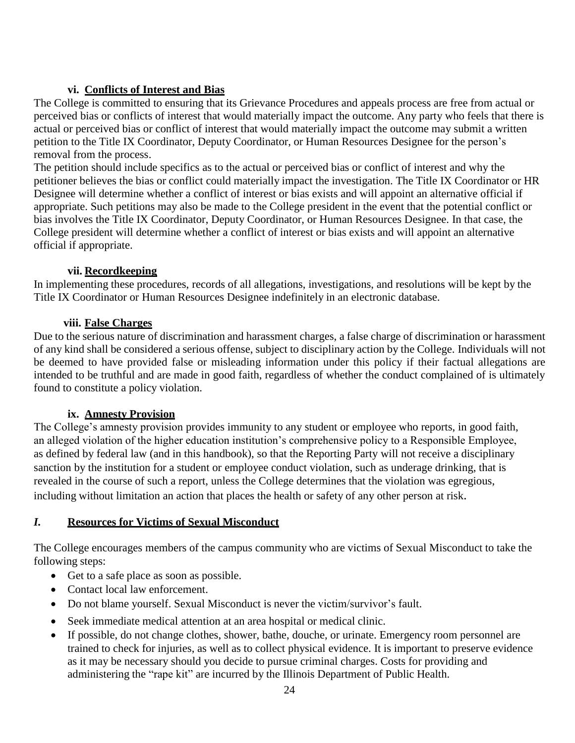#### vi. Conflicts of Interest and Bias

The College is committed to ensuring that its Grievance Procedures and appeals process are free from actual or perceived bias or conflicts of interest that would materially impact the outcome. Any party who feels that there is actual or perceived bias or conflict of interest that would materially impact the outcome may submit a written petition to the Title IX Coordinator, Deputy Coordinator, or Human Resources Designee for the person's removal from the process.

The petition should include specifics as to the actual or perceived bias or conflict of interest and why the petitioner believes the bias or conflict could materially impact the investigation. The Title IX Coordinator or HR Designee will determine whether a conflict of interest or bias exists and will appoint an alternative official if appropriate. Such petitions may also be made to the College president in the event that the potential conflict or bias involves the Title IX Coordinator, Deputy Coordinator, or Human Resources Designee. In that case, the College president will determine whether a conflict of interest or bias exists and will appoint an alternative official if appropriate.

#### vii. Recordkeeping

In implementing these procedures, records of all allegations, investigations, and resolutions will be kept by the Title IX Coordinator or Human Resources Designee indefinitely in an electronic database.

#### viii. False Charges

Due to the serious nature of discrimination and harassment charges, a false charge of discrimination or harassment of any kind shall be considered a serious offense, subject to disciplinary action by the College. Individuals will not be deemed to have provided false or misleading information under this policy if their factual allegations are intended to be truthful and are made in good faith, regardless of whether the conduct complained of is ultimately found to constitute a policy violation.

#### ix. Amnesty Provision

The College's amnesty provision provides immunity to any student or employee who reports, in good faith, an alleged violation of the higher education institution's comprehensive policy to a Responsible Employee, as defined by federal law (and in this handbook), so that the Reporting Party will not receive a disciplinary sanction by the institution for a student or employee conduct violation, such as underage drinking, that is revealed in the course of such a report, unless the College determines that the violation was egregious, including without limitation an action that places the health or safety of any other person at risk.

### *I.* Resources for Victims of Sexual Misconduct

The College encourages members of the campus community who are victims of Sexual Misconduct to take the following steps:

- Get to a safe place as soon as possible.
- Contact local law enforcement.
- Do not blame yourself. Sexual Misconduct is never the victim/survivor's fault.
- Seek immediate medical attention at an area hospital or medical clinic.
- If possible, do not change clothes, shower, bathe, douche, or urinate. Emergency room personnel are trained to check for injuries, as well as to collect physical evidence. It is important to preserve evidence as it may be necessary should you decide to pursue criminal charges. Costs for providing and administering the "rape kit" are incurred by the Illinois Department of Public Health.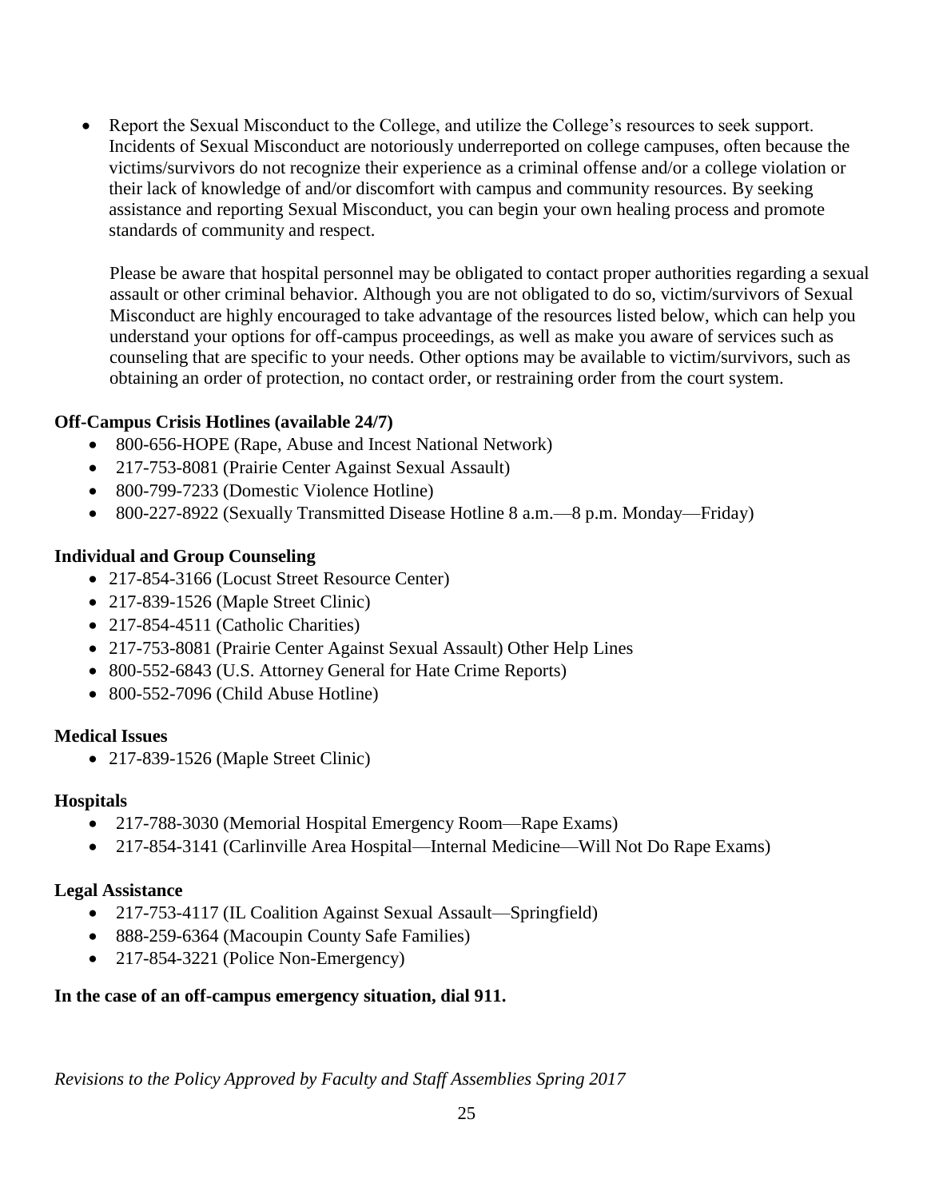- Report the Sexual Misconduct to the College, and utilize the College's resources to seek support. Incidents of Sexual Misconduct are notoriously underreported on college campuses, often because the victims/survivors do not recognize their experience as a criminal offense and/or a college violation or their lack of knowledge of and/or discomfort with campus and community resources. By seeking assistance and reporting Sexual Misconduct, you can begin your own healing process and promote standards of community and respect.

  Please be aware that hospital personnel may be obligated to contact proper authorities regarding a sexual assault or other criminal behavior. Although you are not obligated to do so, victim/survivors of Sexual Misconduct are highly encouraged to take advantage of the resources listed below, which can help you understand your options for off-campus proceedings, as well as make you aware of services such as counseling that are specific to your needs. Other options may be available to victim/survivors, such as obtaining an order of protection, no contact order, or restraining order from the court system.

**Off-Campus Crisis Hotlines (available 24/7)**

- 800-656-HOPE (Rape, Abuse and Incest National Network)
- 217-753-8081 (Prairie Center Against Sexual Assault)
- 800-799-7233 (Domestic Violence Hotline)
- 800-227-8922 (Sexually Transmitted Disease Hotline 8 a.m.—8 p.m. Monday—Friday)

**Individual and Group Counseling**

- 217-854-3166 (Locust Street Resource Center)
- 217-839-1526 (Maple Street Clinic)
- 217-854-4511 (Catholic Charities)
- 217-753-8081 (Prairie Center Against Sexual Assault) Other Help Lines
- 800-552-6843 (U.S. Attorney General for Hate Crime Reports)
- 800-552-7096 (Child Abuse Hotline)

**Medical Issues**

- 217-839-1526 (Maple Street Clinic)

**Hospitals**

- 217-788-3030 (Memorial Hospital Emergency Room—Rape Exams)
- 217-854-3141 (Carlinville Area Hospital—Internal Medicine—Will Not Do Rape Exams)

**Legal Assistance**

- 217-753-4117 (IL Coalition Against Sexual Assault—Springfield)
- 888-259-6364 (Macoupin County Safe Families)
- 217-854-3221 (Police Non-Emergency)

**In the case of an off-campus emergency situation, dial 911.**

*Revisions to the Policy Approved by Faculty and Staff Assemblies Spring 2017*